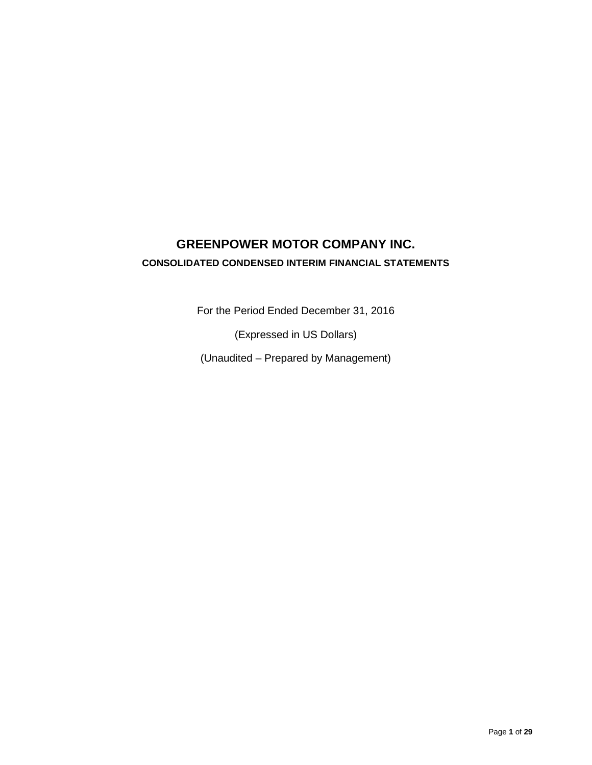# GREENPOWER MOTOR COMPANY INC.

## CONSOLIDATED CONDENSED INTERIM FINANCIAL STATEMENTS

For the Period Ended December 31, 2016

(Expressed in US Dollars)

(Unaudited – Prepared by Management)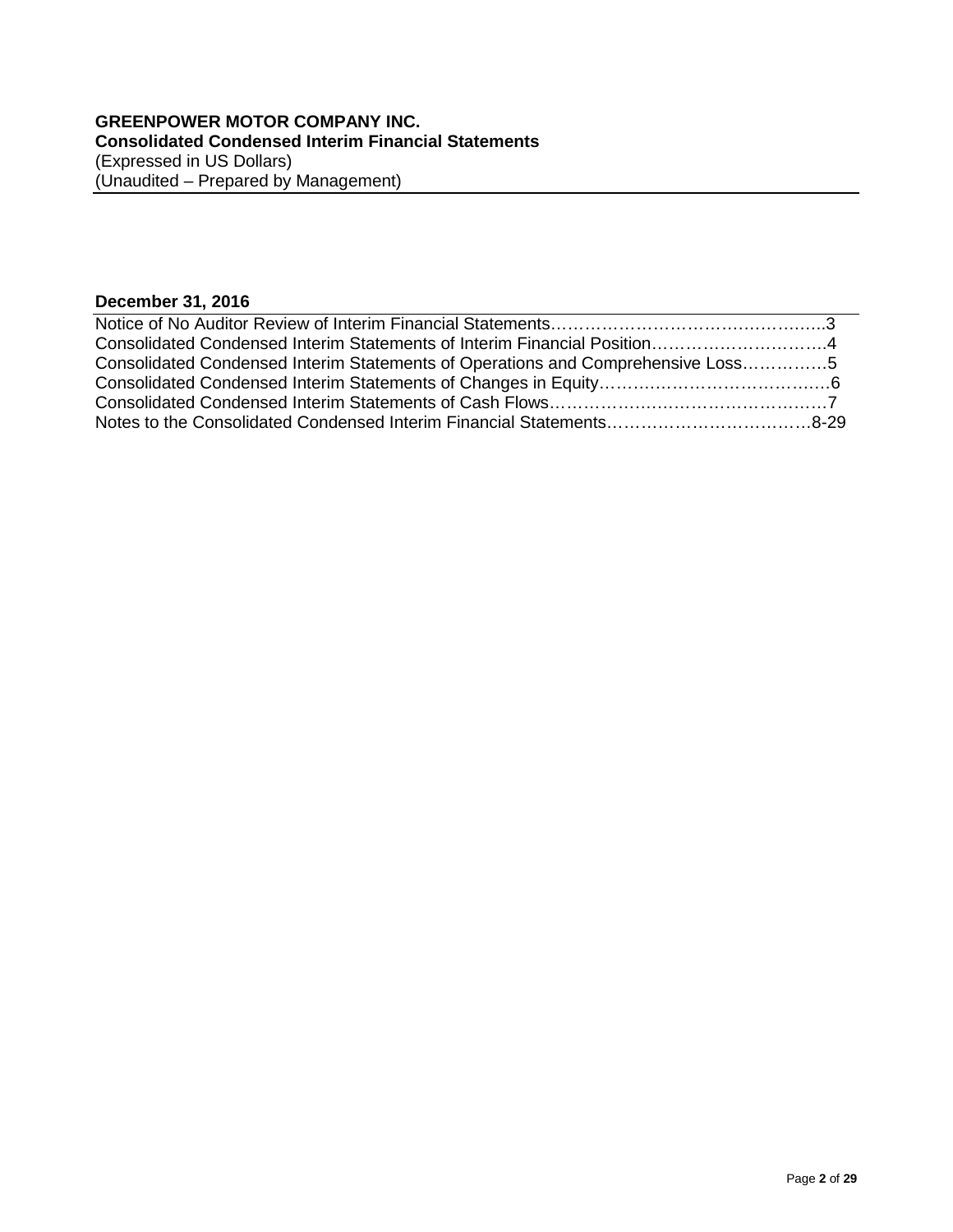**GREENPOWER MOTOR COMPANY INC.**
**Consolidated Condensed Interim Financial Statements**
(Expressed in US Dollars)
(Unaudited – Prepared by Management)

**December 31, 2016**

Notice of No Auditor Review of Interim Financial Statements……………………………………………..3
Consolidated Condensed Interim Statements of Interim Financial Position…………………………..4
Consolidated Condensed Interim Statements of Operations and Comprehensive Loss…………….5
Consolidated Condensed Interim Statements of Changes in Equity…………………………………..6
Consolidated Condensed Interim Statements of Cash Flows…………………………………………7
Notes to the Consolidated Condensed Interim Financial Statements………………………………8-29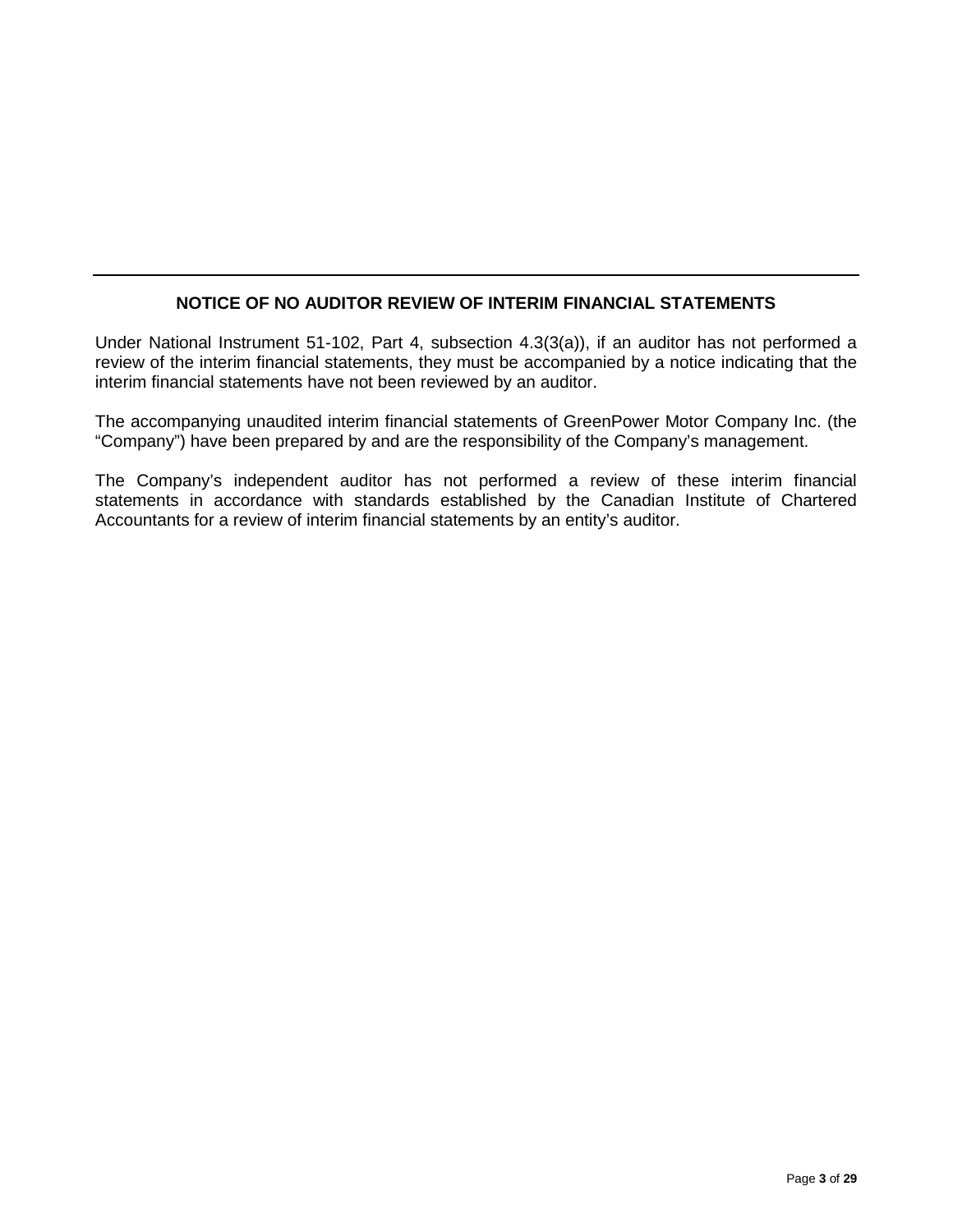## NOTICE OF NO AUDITOR REVIEW OF INTERIM FINANCIAL STATEMENTS

Under National Instrument 51-102, Part 4, subsection 4.3(3(a)), if an auditor has not performed a review of the interim financial statements, they must be accompanied by a notice indicating that the interim financial statements have not been reviewed by an auditor.

The accompanying unaudited interim financial statements of GreenPower Motor Company Inc. (the "Company") have been prepared by and are the responsibility of the Company's management.

The Company's independent auditor has not performed a review of these interim financial statements in accordance with standards established by the Canadian Institute of Chartered Accountants for a review of interim financial statements by an entity's auditor.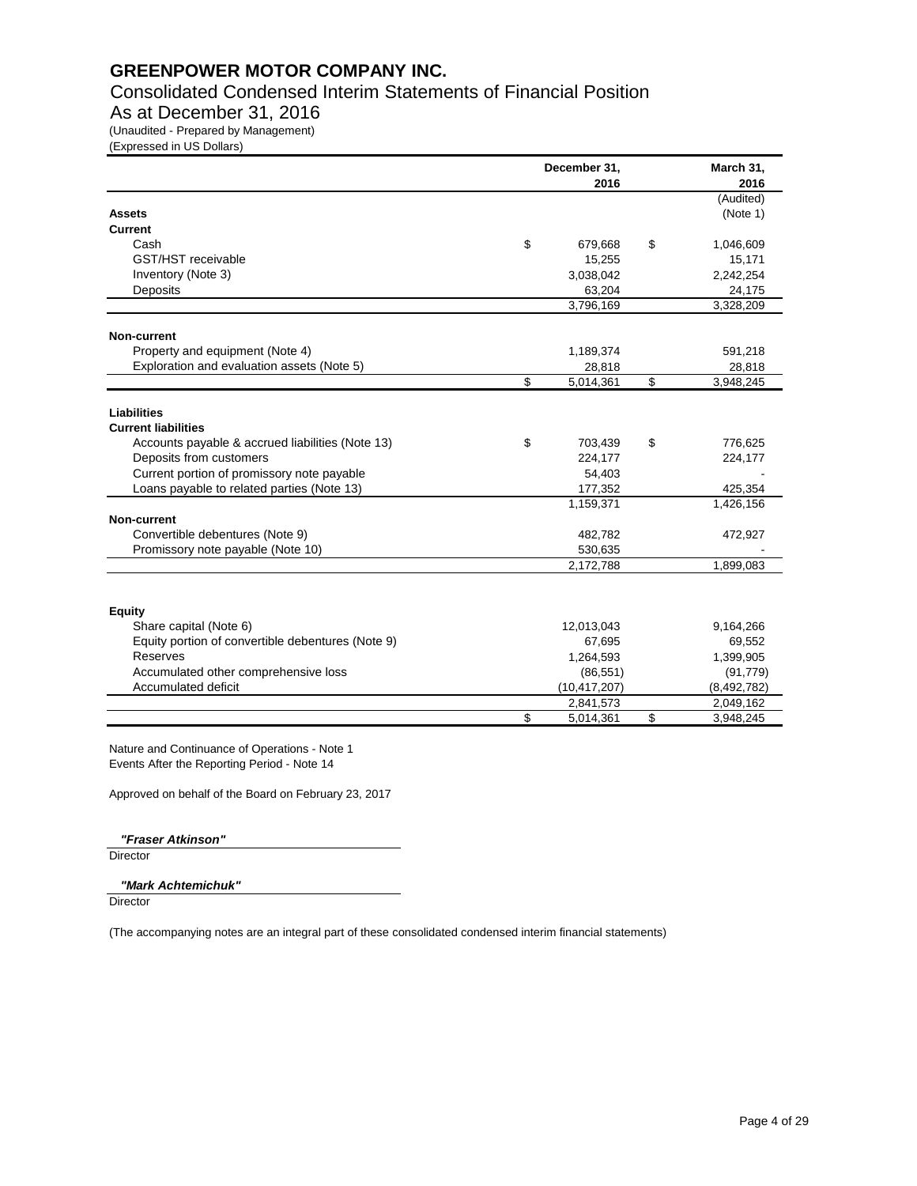# GREENPOWER MOTOR COMPANY INC.

## Consolidated Condensed Interim Statements of Financial Position

## As at December 31, 2016

(Unaudited - Prepared by Management)
(Expressed in US Dollars)

| | December 31, 2016 | March 31, 2016 (Audited) (Note 1) |
|---|---|---|
| **Assets** | | |
| **Current** | | |
| Cash | $ 679,668 | $ 1,046,609 |
| GST/HST receivable | 15,255 | 15,171 |
| Inventory (Note 3) | 3,038,042 | 2,242,254 |
| Deposits | 63,204 | 24,175 |
| | 3,796,169 | 3,328,209 |
| **Non-current** | | |
| Property and equipment (Note 4) | 1,189,374 | 591,218 |
| Exploration and evaluation assets (Note 5) | 28,818 | 28,818 |
| | $ 5,014,361 | $ 3,948,245 |
| **Liabilities** | | |
| **Current liabilities** | | |
| Accounts payable & accrued liabilities (Note 13) | $ 703,439 | $ 776,625 |
| Deposits from customers | 224,177 | 224,177 |
| Current portion of promissory note payable | 54,403 | - |
| Loans payable to related parties (Note 13) | 177,352 | 425,354 |
| | 1,159,371 | 1,426,156 |
| **Non-current** | | |
| Convertible debentures (Note 9) | 482,782 | 472,927 |
| Promissory note payable (Note 10) | 530,635 | - |
| | 2,172,788 | 1,899,083 |
| **Equity** | | |
| Share capital (Note 6) | 12,013,043 | 9,164,266 |
| Equity portion of convertible debentures (Note 9) | 67,695 | 69,552 |
| Reserves | 1,264,593 | 1,399,905 |
| Accumulated other comprehensive loss | (86,551) | (91,779) |
| Accumulated deficit | (10,417,207) | (8,492,782) |
| | 2,841,573 | 2,049,162 |
| | $ 5,014,361 | $ 3,948,245 |

Nature and Continuance of Operations - Note 1
Events After the Reporting Period - Note 14

Approved on behalf of the Board on February 23, 2017

*"Fraser Atkinson"*
Director

*"Mark Achtemichuk"*
Director

(The accompanying notes are an integral part of these consolidated condensed interim financial statements)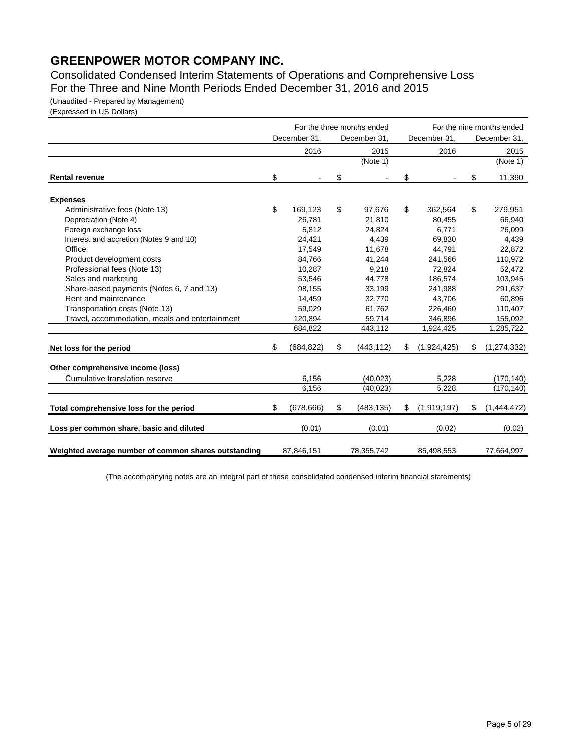# GREENPOWER MOTOR COMPANY INC.

Consolidated Condensed Interim Statements of Operations and Comprehensive Loss
For the Three and Nine Month Periods Ended December 31, 2016 and 2015

(Unaudited - Prepared by Management)
(Expressed in US Dollars)

| | For the three months ended | | For the nine months ended | |
|---|---|---|---|---|
| | December 31, | December 31, | December 31, | December 31, |
| | 2016 | 2015 (Note 1) | 2016 | 2015 (Note 1) |
| **Rental revenue** | $ - | $ - | $ - | $ 11,390 |
| **Expenses** | | | | |
| Administrative fees (Note 13) | $ 169,123 | $ 97,676 | $ 362,564 | $ 279,951 |
| Depreciation (Note 4) | 26,781 | 21,810 | 80,455 | 66,940 |
| Foreign exchange loss | 5,812 | 24,824 | 6,771 | 26,099 |
| Interest and accretion (Notes 9 and 10) | 24,421 | 4,439 | 69,830 | 4,439 |
| Office | 17,549 | 11,678 | 44,791 | 22,872 |
| Product development costs | 84,766 | 41,244 | 241,566 | 110,972 |
| Professional fees (Note 13) | 10,287 | 9,218 | 72,824 | 52,472 |
| Sales and marketing | 53,546 | 44,778 | 186,574 | 103,945 |
| Share-based payments (Notes 6, 7 and 13) | 98,155 | 33,199 | 241,988 | 291,637 |
| Rent and maintenance | 14,459 | 32,770 | 43,706 | 60,896 |
| Transportation costs (Note 13) | 59,029 | 61,762 | 226,460 | 110,407 |
| Travel, accommodation, meals and entertainment | 120,894 | 59,714 | 346,896 | 155,092 |
| | 684,822 | 443,112 | 1,924,425 | 1,285,722 |
| **Net loss for the period** | $ (684,822) | $ (443,112) | $ (1,924,425) | $ (1,274,332) |
| **Other comprehensive income (loss)** | | | | |
| Cumulative translation reserve | 6,156 | (40,023) | 5,228 | (170,140) |
| | 6,156 | (40,023) | 5,228 | (170,140) |
| **Total comprehensive loss for the period** | $ (678,666) | $ (483,135) | $ (1,919,197) | $ (1,444,472) |
| **Loss per common share, basic and diluted** | (0.01) | (0.01) | (0.02) | (0.02) |
| **Weighted average number of common shares outstanding** | 87,846,151 | 78,355,742 | 85,498,553 | 77,664,997 |

(The accompanying notes are an integral part of these consolidated condensed interim financial statements)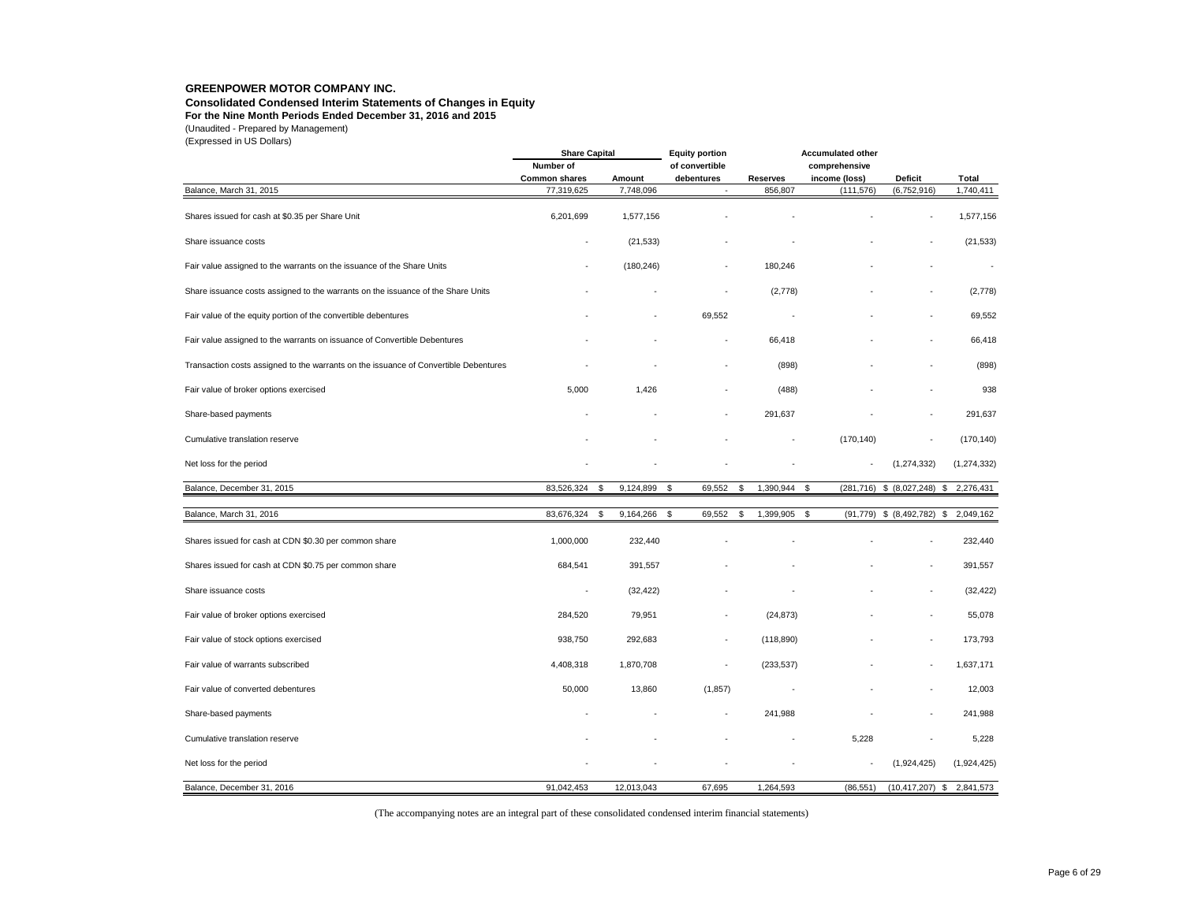# GREENPOWER MOTOR COMPANY INC.

**Consolidated Condensed Interim Statements of Changes in Equity**

**For the Nine Month Periods Ended December 31, 2016 and 2015**

(Unaudited - Prepared by Management)

(Expressed in US Dollars)

| | Share Capital | | Equity portion | | Accumulated other | | |
|---|---|---|---|---|---|---|---|
| | Number of Common shares | Amount | of convertible debentures | Reserves | comprehensive income (loss) | Deficit | Total |
| Balance, March 31, 2015 | 77,319,625 | 7,748,096 | - | 856,807 | (111,576) | (6,752,916) | 1,740,411 |
| Shares issued for cash at $0.35 per Share Unit | 6,201,699 | 1,577,156 | - | - | - | - | 1,577,156 |
| Share issuance costs | - | (21,533) | - | - | - | - | (21,533) |
| Fair value assigned to the warrants on the issuance of the Share Units | - | (180,246) | - | 180,246 | - | - | - |
| Share issuance costs assigned to the warrants on the issuance of the Share Units | - | - | - | (2,778) | - | - | (2,778) |
| Fair value of the equity portion of the convertible debentures | - | - | 69,552 | - | - | - | 69,552 |
| Fair value assigned to the warrants on issuance of Convertible Debentures | - | - | - | 66,418 | - | - | 66,418 |
| Transaction costs assigned to the warrants on the issuance of Convertible Debentures | - | - | - | (898) | - | - | (898) |
| Fair value of broker options exercised | 5,000 | 1,426 | - | (488) | - | - | 938 |
| Share-based payments | - | - | - | 291,637 | - | - | 291,637 |
| Cumulative translation reserve | - | - | - | - | (170,140) | - | (170,140) |
| Net loss for the period | - | - | - | - | - | (1,274,332) | (1,274,332) |
| Balance, December 31, 2015 | 83,526,324 | $ 9,124,899 | $ 69,552 | $ 1,390,944 | $ (281,716) | $ (8,027,248) | $ 2,276,431 |
| Balance, March 31, 2016 | 83,676,324 | $ 9,164,266 | $ 69,552 | $ 1,399,905 | $ (91,779) | $ (8,492,782) | $ 2,049,162 |
| Shares issued for cash at CDN $0.30 per common share | 1,000,000 | 232,440 | - | - | - | - | 232,440 |
| Shares issued for cash at CDN $0.75 per common share | 684,541 | 391,557 | - | - | - | - | 391,557 |
| Share issuance costs | - | (32,422) | - | - | - | - | (32,422) |
| Fair value of broker options exercised | 284,520 | 79,951 | - | (24,873) | - | - | 55,078 |
| Fair value of stock options exercised | 938,750 | 292,683 | - | (118,890) | - | - | 173,793 |
| Fair value of warrants subscribed | 4,408,318 | 1,870,708 | - | (233,537) | - | - | 1,637,171 |
| Fair value of converted debentures | 50,000 | 13,860 | (1,857) | - | - | - | 12,003 |
| Share-based payments | - | - | - | 241,988 | - | - | 241,988 |
| Cumulative translation reserve | - | - | - | - | 5,228 | - | 5,228 |
| Net loss for the period | - | - | - | - | - | (1,924,425) | (1,924,425) |
| Balance, December 31, 2016 | 91,042,453 | 12,013,043 | 67,695 | 1,264,593 | (86,551) | (10,417,207) | $ 2,841,573 |

(The accompanying notes are an integral part of these consolidated condensed interim financial statements)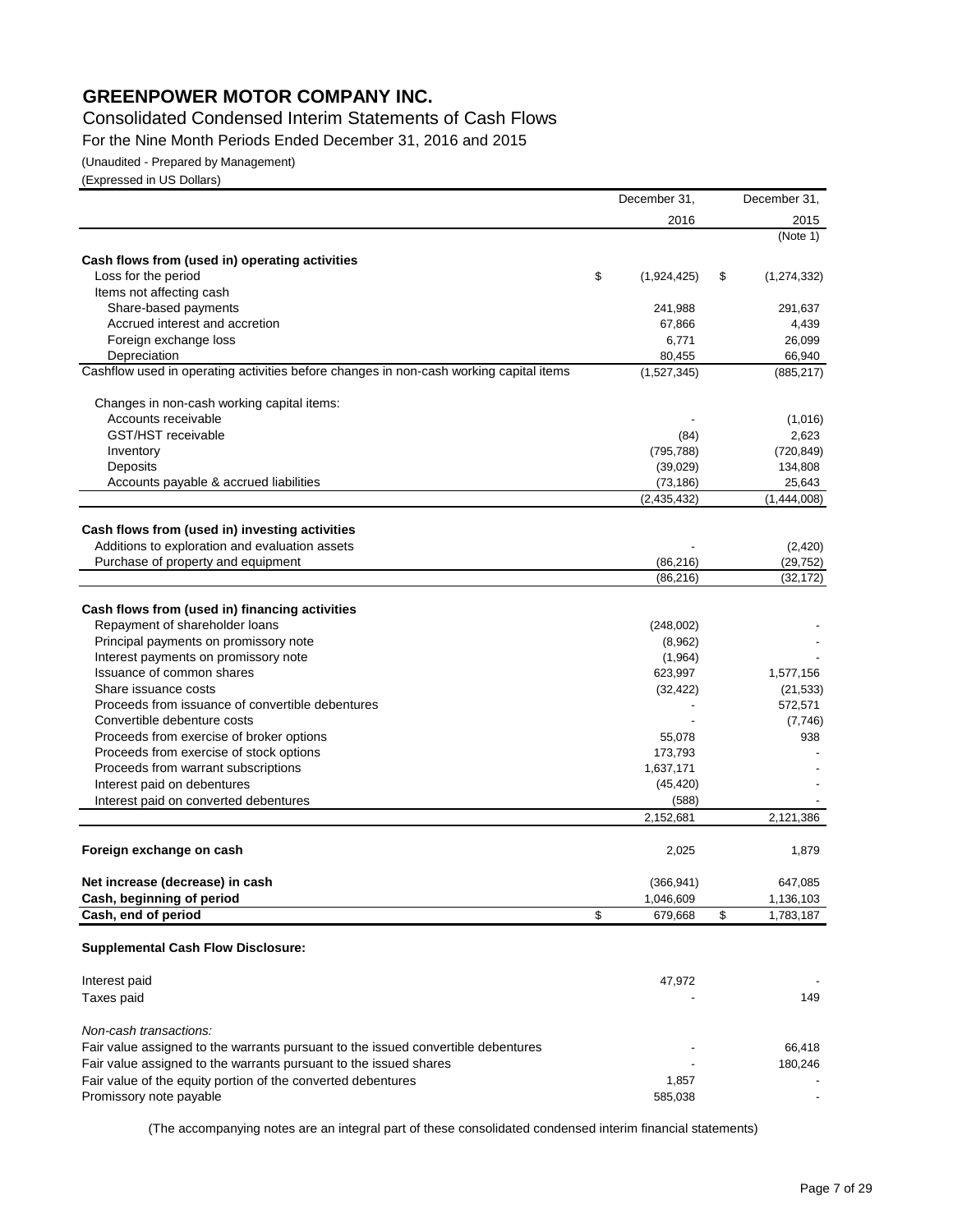# GREENPOWER MOTOR COMPANY INC.

## Consolidated Condensed Interim Statements of Cash Flows

For the Nine Month Periods Ended December 31, 2016 and 2015

(Unaudited - Prepared by Management)

(Expressed in US Dollars)

| | December 31, 2016 | December 31, 2015 (Note 1) |
|---|---|---|
| **Cash flows from (used in) operating activities** | | |
| Loss for the period | $ (1,924,425) | $ (1,274,332) |
| Items not affecting cash | | |
| Share-based payments | 241,988 | 291,637 |
| Accrued interest and accretion | 67,866 | 4,439 |
| Foreign exchange loss | 6,771 | 26,099 |
| Depreciation | 80,455 | 66,940 |
| Cashflow used in operating activities before changes in non-cash working capital items | (1,527,345) | (885,217) |
| Changes in non-cash working capital items: | | |
| Accounts receivable | - | (1,016) |
| GST/HST receivable | (84) | 2,623 |
| Inventory | (795,788) | (720,849) |
| Deposits | (39,029) | 134,808 |
| Accounts payable & accrued liabilities | (73,186) | 25,643 |
| | (2,435,432) | (1,444,008) |
| **Cash flows from (used in) investing activities** | | |
| Additions to exploration and evaluation assets | - | (2,420) |
| Purchase of property and equipment | (86,216) | (29,752) |
| | (86,216) | (32,172) |
| **Cash flows from (used in) financing activities** | | |
| Repayment of shareholder loans | (248,002) | - |
| Principal payments on promissory note | (8,962) | - |
| Interest payments on promissory note | (1,964) | - |
| Issuance of common shares | 623,997 | 1,577,156 |
| Share issuance costs | (32,422) | (21,533) |
| Proceeds from issuance of convertible debentures | - | 572,571 |
| Convertible debenture costs | - | (7,746) |
| Proceeds from exercise of broker options | 55,078 | 938 |
| Proceeds from exercise of stock options | 173,793 | - |
| Proceeds from warrant subscriptions | 1,637,171 | - |
| Interest paid on debentures | (45,420) | - |
| Interest paid on converted debentures | (588) | - |
| | 2,152,681 | 2,121,386 |
| **Foreign exchange on cash** | 2,025 | 1,879 |
| **Net increase (decrease) in cash** | (366,941) | 647,085 |
| **Cash, beginning of period** | 1,046,609 | 1,136,103 |
| **Cash, end of period** | $ 679,668 | $ 1,783,187 |

**Supplemental Cash Flow Disclosure:**

| | | |
|---|---|---|
| Interest paid | 47,972 | - |
| Taxes paid | - | 149 |
| *Non-cash transactions:* | | |
| Fair value assigned to the warrants pursuant to the issued convertible debentures | - | 66,418 |
| Fair value assigned to the warrants pursuant to the issued shares | - | 180,246 |
| Fair value of the equity portion of the converted debentures | 1,857 | - |
| Promissory note payable | 585,038 | - |

(The accompanying notes are an integral part of these consolidated condensed interim financial statements)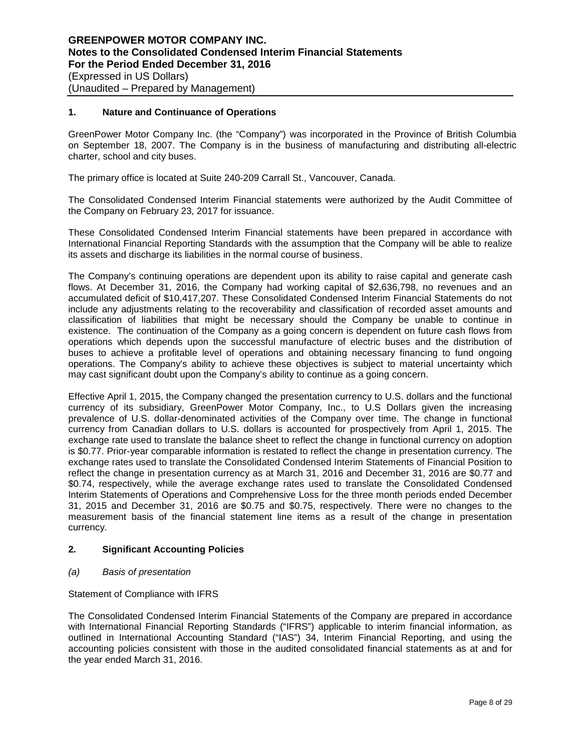# GREENPOWER MOTOR COMPANY INC.
## Notes to the Consolidated Condensed Interim Financial Statements
## For the Period Ended December 31, 2016
(Expressed in US Dollars)
(Unaudited – Prepared by Management)

### 1. Nature and Continuance of Operations

GreenPower Motor Company Inc. (the "Company") was incorporated in the Province of British Columbia on September 18, 2007. The Company is in the business of manufacturing and distributing all-electric charter, school and city buses.

The primary office is located at Suite 240-209 Carrall St., Vancouver, Canada.

The Consolidated Condensed Interim Financial statements were authorized by the Audit Committee of the Company on February 23, 2017 for issuance.

These Consolidated Condensed Interim Financial statements have been prepared in accordance with International Financial Reporting Standards with the assumption that the Company will be able to realize its assets and discharge its liabilities in the normal course of business.

The Company's continuing operations are dependent upon its ability to raise capital and generate cash flows. At December 31, 2016, the Company had working capital of $2,636,798, no revenues and an accumulated deficit of $10,417,207. These Consolidated Condensed Interim Financial Statements do not include any adjustments relating to the recoverability and classification of recorded asset amounts and classification of liabilities that might be necessary should the Company be unable to continue in existence. The continuation of the Company as a going concern is dependent on future cash flows from operations which depends upon the successful manufacture of electric buses and the distribution of buses to achieve a profitable level of operations and obtaining necessary financing to fund ongoing operations. The Company's ability to achieve these objectives is subject to material uncertainty which may cast significant doubt upon the Company's ability to continue as a going concern.

Effective April 1, 2015, the Company changed the presentation currency to U.S. dollars and the functional currency of its subsidiary, GreenPower Motor Company, Inc., to U.S Dollars given the increasing prevalence of U.S. dollar-denominated activities of the Company over time. The change in functional currency from Canadian dollars to U.S. dollars is accounted for prospectively from April 1, 2015. The exchange rate used to translate the balance sheet to reflect the change in functional currency on adoption is $0.77. Prior-year comparable information is restated to reflect the change in presentation currency. The exchange rates used to translate the Consolidated Condensed Interim Statements of Financial Position to reflect the change in presentation currency as at March 31, 2016 and December 31, 2016 are $0.77 and $0.74, respectively, while the average exchange rates used to translate the Consolidated Condensed Interim Statements of Operations and Comprehensive Loss for the three month periods ended December 31, 2015 and December 31, 2016 are $0.75 and $0.75, respectively. There were no changes to the measurement basis of the financial statement line items as a result of the change in presentation currency.

### 2. Significant Accounting Policies

*(a) Basis of presentation*

Statement of Compliance with IFRS

The Consolidated Condensed Interim Financial Statements of the Company are prepared in accordance with International Financial Reporting Standards ("IFRS") applicable to interim financial information, as outlined in International Accounting Standard ("IAS") 34, Interim Financial Reporting, and using the accounting policies consistent with those in the audited consolidated financial statements as at and for the year ended March 31, 2016.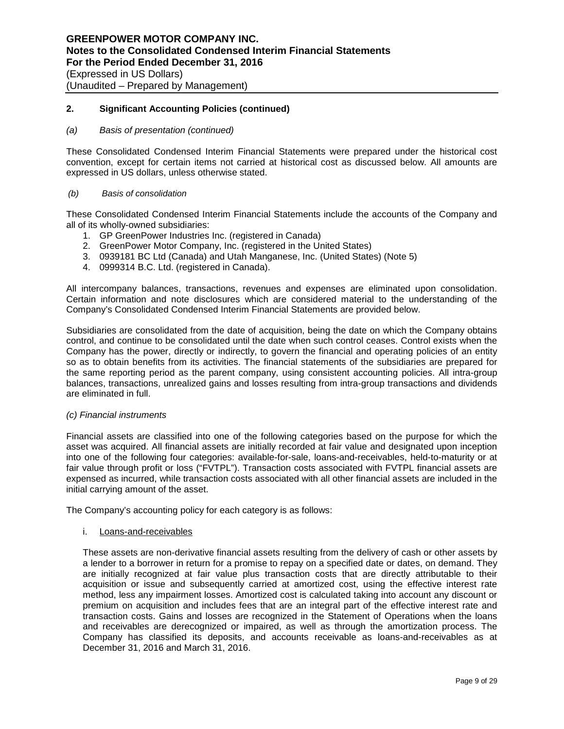## 2. Significant Accounting Policies (continued)

*(a) Basis of presentation (continued)*

These Consolidated Condensed Interim Financial Statements were prepared under the historical cost convention, except for certain items not carried at historical cost as discussed below. All amounts are expressed in US dollars, unless otherwise stated.

*(b) Basis of consolidation*

These Consolidated Condensed Interim Financial Statements include the accounts of the Company and all of its wholly-owned subsidiaries:

1. GP GreenPower Industries Inc. (registered in Canada)
2. GreenPower Motor Company, Inc. (registered in the United States)
3. 0939181 BC Ltd (Canada) and Utah Manganese, Inc. (United States) (Note 5)
4. 0999314 B.C. Ltd. (registered in Canada).

All intercompany balances, transactions, revenues and expenses are eliminated upon consolidation. Certain information and note disclosures which are considered material to the understanding of the Company's Consolidated Condensed Interim Financial Statements are provided below.

Subsidiaries are consolidated from the date of acquisition, being the date on which the Company obtains control, and continue to be consolidated until the date when such control ceases. Control exists when the Company has the power, directly or indirectly, to govern the financial and operating policies of an entity so as to obtain benefits from its activities. The financial statements of the subsidiaries are prepared for the same reporting period as the parent company, using consistent accounting policies. All intra-group balances, transactions, unrealized gains and losses resulting from intra-group transactions and dividends are eliminated in full.

*(c) Financial instruments*

Financial assets are classified into one of the following categories based on the purpose for which the asset was acquired. All financial assets are initially recorded at fair value and designated upon inception into one of the following four categories: available-for-sale, loans-and-receivables, held-to-maturity or at fair value through profit or loss ("FVTPL"). Transaction costs associated with FVTPL financial assets are expensed as incurred, while transaction costs associated with all other financial assets are included in the initial carrying amount of the asset.

The Company's accounting policy for each category is as follows:

i. Loans-and-receivables

These assets are non-derivative financial assets resulting from the delivery of cash or other assets by a lender to a borrower in return for a promise to repay on a specified date or dates, on demand. They are initially recognized at fair value plus transaction costs that are directly attributable to their acquisition or issue and subsequently carried at amortized cost, using the effective interest rate method, less any impairment losses. Amortized cost is calculated taking into account any discount or premium on acquisition and includes fees that are an integral part of the effective interest rate and transaction costs. Gains and losses are recognized in the Statement of Operations when the loans and receivables are derecognized or impaired, as well as through the amortization process. The Company has classified its deposits, and accounts receivable as loans-and-receivables as at December 31, 2016 and March 31, 2016.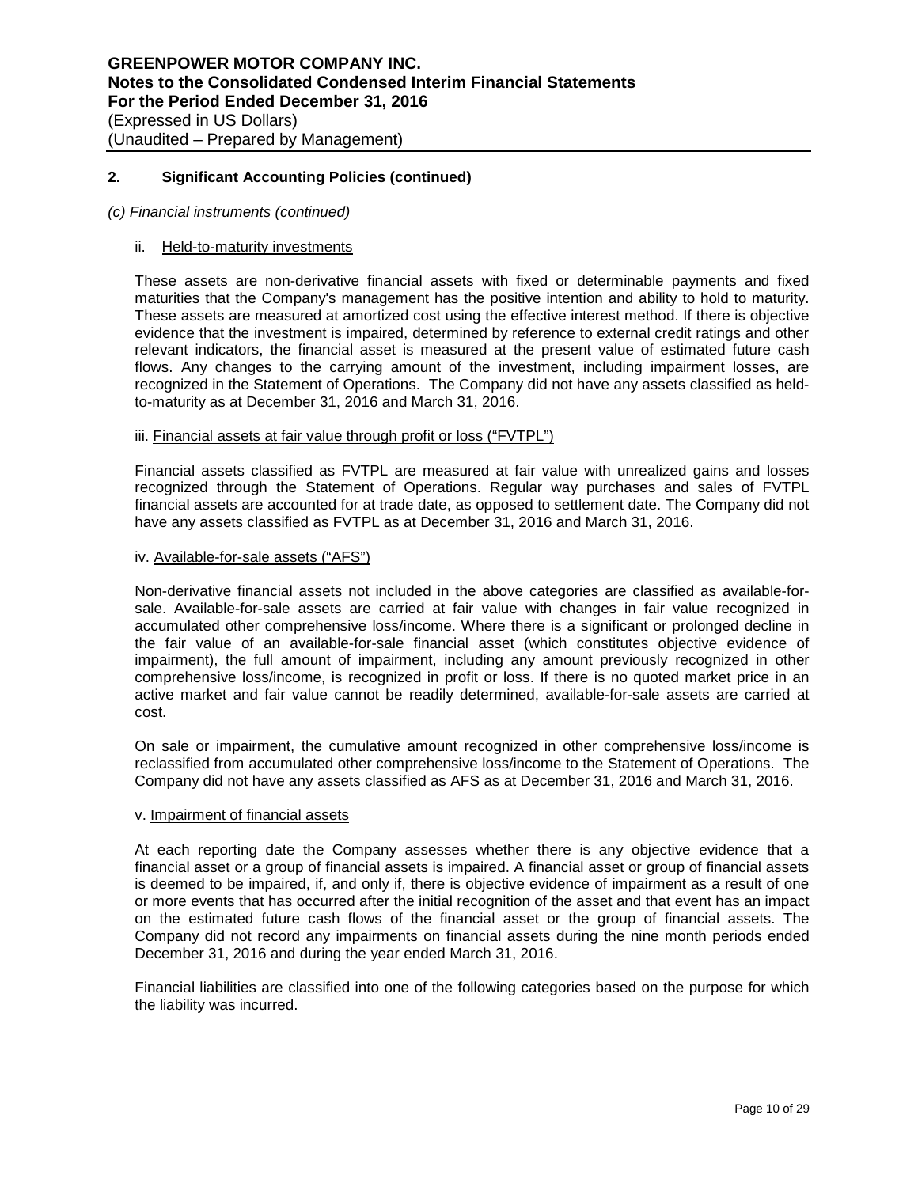## 2. Significant Accounting Policies (continued)

*(c) Financial instruments (continued)*

ii. Held-to-maturity investments

These assets are non-derivative financial assets with fixed or determinable payments and fixed maturities that the Company's management has the positive intention and ability to hold to maturity. These assets are measured at amortized cost using the effective interest method. If there is objective evidence that the investment is impaired, determined by reference to external credit ratings and other relevant indicators, the financial asset is measured at the present value of estimated future cash flows. Any changes to the carrying amount of the investment, including impairment losses, are recognized in the Statement of Operations. The Company did not have any assets classified as held-to-maturity as at December 31, 2016 and March 31, 2016.

iii. Financial assets at fair value through profit or loss ("FVTPL")

Financial assets classified as FVTPL are measured at fair value with unrealized gains and losses recognized through the Statement of Operations. Regular way purchases and sales of FVTPL financial assets are accounted for at trade date, as opposed to settlement date. The Company did not have any assets classified as FVTPL as at December 31, 2016 and March 31, 2016.

iv. Available-for-sale assets ("AFS")

Non-derivative financial assets not included in the above categories are classified as available-for-sale. Available-for-sale assets are carried at fair value with changes in fair value recognized in accumulated other comprehensive loss/income. Where there is a significant or prolonged decline in the fair value of an available-for-sale financial asset (which constitutes objective evidence of impairment), the full amount of impairment, including any amount previously recognized in other comprehensive loss/income, is recognized in profit or loss. If there is no quoted market price in an active market and fair value cannot be readily determined, available-for-sale assets are carried at cost.

On sale or impairment, the cumulative amount recognized in other comprehensive loss/income is reclassified from accumulated other comprehensive loss/income to the Statement of Operations. The Company did not have any assets classified as AFS as at December 31, 2016 and March 31, 2016.

v. Impairment of financial assets

At each reporting date the Company assesses whether there is any objective evidence that a financial asset or a group of financial assets is impaired. A financial asset or group of financial assets is deemed to be impaired, if, and only if, there is objective evidence of impairment as a result of one or more events that has occurred after the initial recognition of the asset and that event has an impact on the estimated future cash flows of the financial asset or the group of financial assets. The Company did not record any impairments on financial assets during the nine month periods ended December 31, 2016 and during the year ended March 31, 2016.

Financial liabilities are classified into one of the following categories based on the purpose for which the liability was incurred.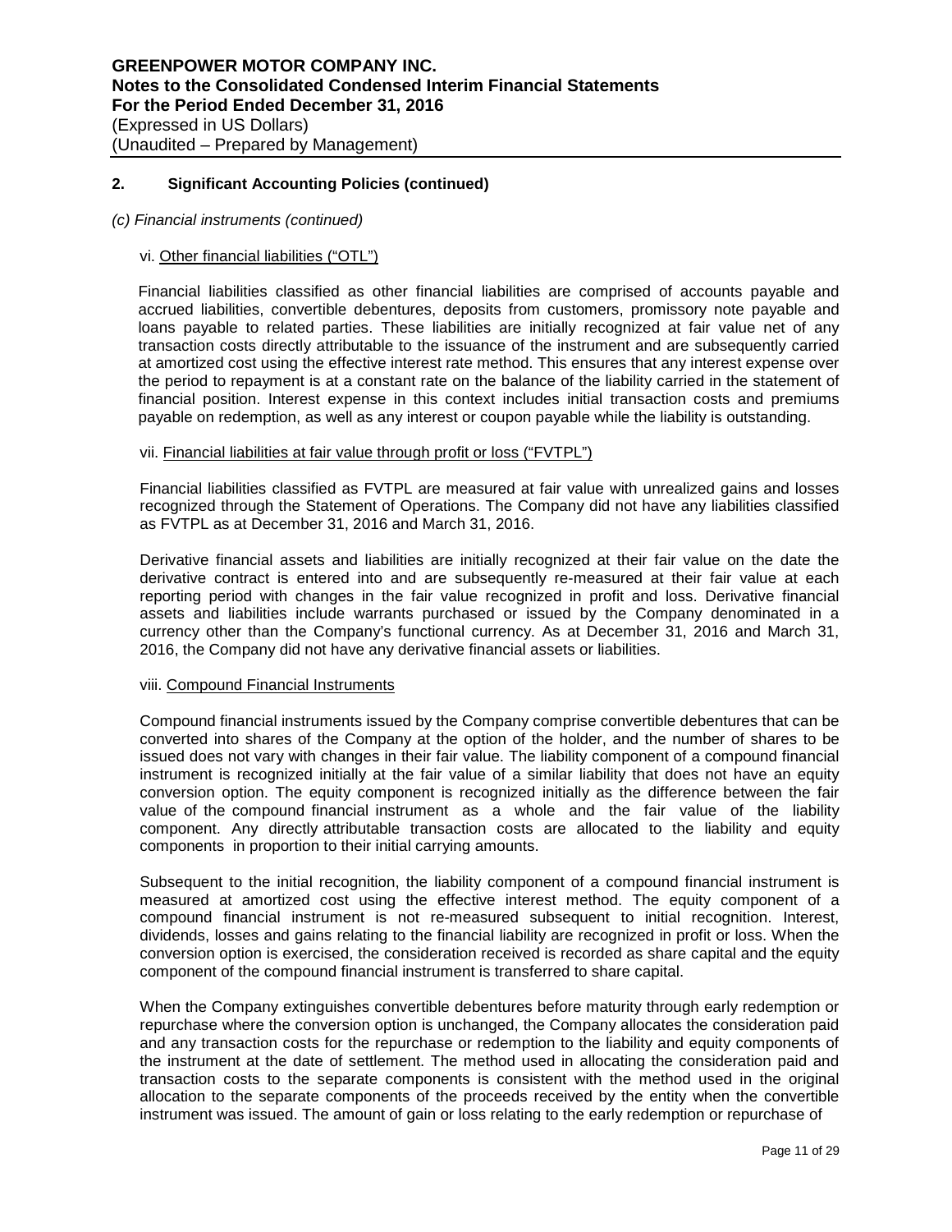## 2. Significant Accounting Policies (continued)

*(c) Financial instruments (continued)*

vi. Other financial liabilities ("OTL")

Financial liabilities classified as other financial liabilities are comprised of accounts payable and accrued liabilities, convertible debentures, deposits from customers, promissory note payable and loans payable to related parties. These liabilities are initially recognized at fair value net of any transaction costs directly attributable to the issuance of the instrument and are subsequently carried at amortized cost using the effective interest rate method. This ensures that any interest expense over the period to repayment is at a constant rate on the balance of the liability carried in the statement of financial position. Interest expense in this context includes initial transaction costs and premiums payable on redemption, as well as any interest or coupon payable while the liability is outstanding.

vii. Financial liabilities at fair value through profit or loss ("FVTPL")

Financial liabilities classified as FVTPL are measured at fair value with unrealized gains and losses recognized through the Statement of Operations. The Company did not have any liabilities classified as FVTPL as at December 31, 2016 and March 31, 2016.

Derivative financial assets and liabilities are initially recognized at their fair value on the date the derivative contract is entered into and are subsequently re-measured at their fair value at each reporting period with changes in the fair value recognized in profit and loss. Derivative financial assets and liabilities include warrants purchased or issued by the Company denominated in a currency other than the Company's functional currency. As at December 31, 2016 and March 31, 2016, the Company did not have any derivative financial assets or liabilities.

viii. Compound Financial Instruments

Compound financial instruments issued by the Company comprise convertible debentures that can be converted into shares of the Company at the option of the holder, and the number of shares to be issued does not vary with changes in their fair value. The liability component of a compound financial instrument is recognized initially at the fair value of a similar liability that does not have an equity conversion option. The equity component is recognized initially as the difference between the fair value of the compound financial instrument as a whole and the fair value of the liability component. Any directly attributable transaction costs are allocated to the liability and equity components in proportion to their initial carrying amounts.

Subsequent to the initial recognition, the liability component of a compound financial instrument is measured at amortized cost using the effective interest method. The equity component of a compound financial instrument is not re-measured subsequent to initial recognition. Interest, dividends, losses and gains relating to the financial liability are recognized in profit or loss. When the conversion option is exercised, the consideration received is recorded as share capital and the equity component of the compound financial instrument is transferred to share capital.

When the Company extinguishes convertible debentures before maturity through early redemption or repurchase where the conversion option is unchanged, the Company allocates the consideration paid and any transaction costs for the repurchase or redemption to the liability and equity components of the instrument at the date of settlement. The method used in allocating the consideration paid and transaction costs to the separate components is consistent with the method used in the original allocation to the separate components of the proceeds received by the entity when the convertible instrument was issued. The amount of gain or loss relating to the early redemption or repurchase of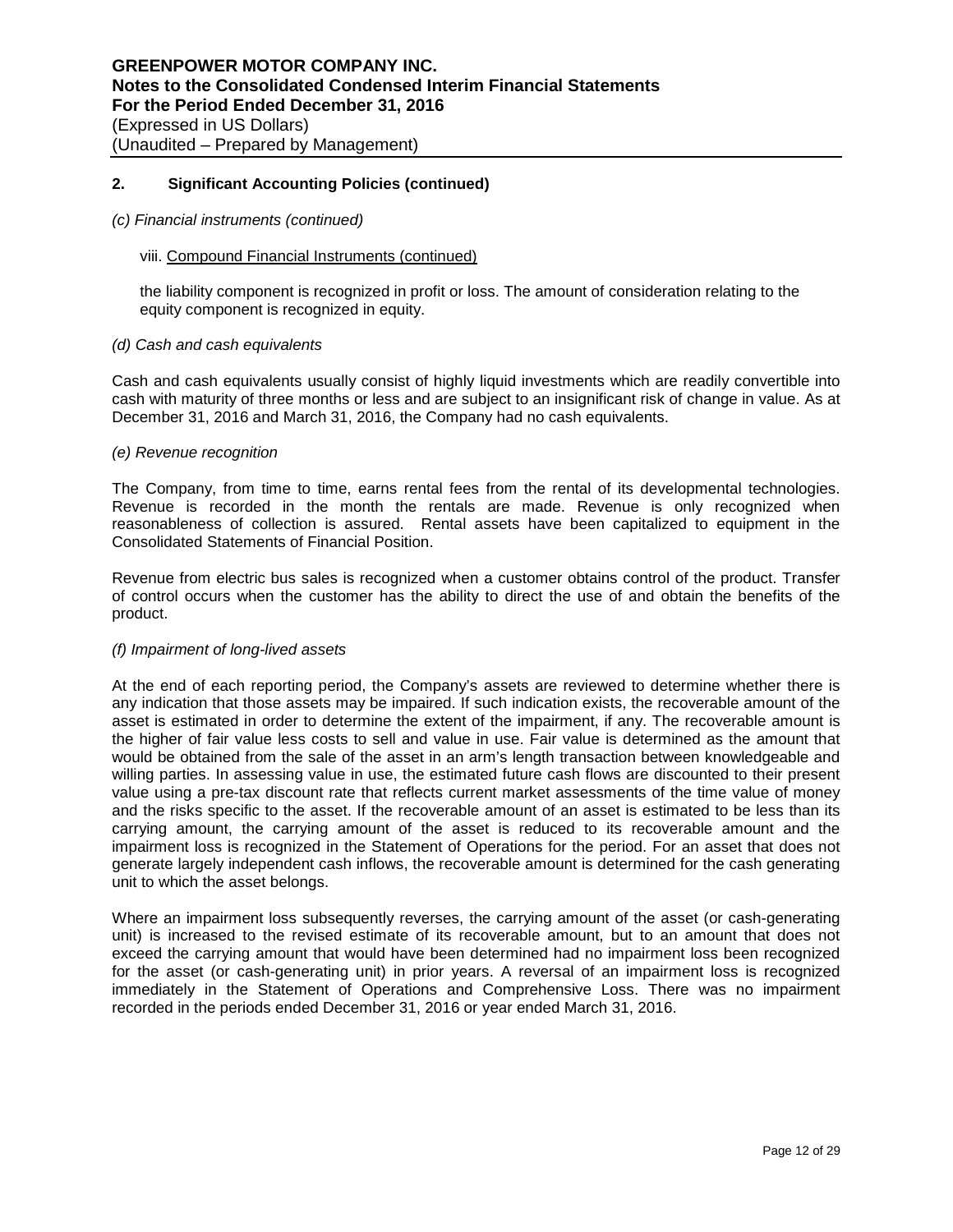## 2. Significant Accounting Policies (continued)

*(c) Financial instruments (continued)*

viii. Compound Financial Instruments (continued)

the liability component is recognized in profit or loss. The amount of consideration relating to the equity component is recognized in equity.

*(d) Cash and cash equivalents*

Cash and cash equivalents usually consist of highly liquid investments which are readily convertible into cash with maturity of three months or less and are subject to an insignificant risk of change in value. As at December 31, 2016 and March 31, 2016, the Company had no cash equivalents.

*(e) Revenue recognition*

The Company, from time to time, earns rental fees from the rental of its developmental technologies. Revenue is recorded in the month the rentals are made. Revenue is only recognized when reasonableness of collection is assured. Rental assets have been capitalized to equipment in the Consolidated Statements of Financial Position.

Revenue from electric bus sales is recognized when a customer obtains control of the product. Transfer of control occurs when the customer has the ability to direct the use of and obtain the benefits of the product.

*(f) Impairment of long-lived assets*

At the end of each reporting period, the Company's assets are reviewed to determine whether there is any indication that those assets may be impaired. If such indication exists, the recoverable amount of the asset is estimated in order to determine the extent of the impairment, if any. The recoverable amount is the higher of fair value less costs to sell and value in use. Fair value is determined as the amount that would be obtained from the sale of the asset in an arm's length transaction between knowledgeable and willing parties. In assessing value in use, the estimated future cash flows are discounted to their present value using a pre-tax discount rate that reflects current market assessments of the time value of money and the risks specific to the asset. If the recoverable amount of an asset is estimated to be less than its carrying amount, the carrying amount of the asset is reduced to its recoverable amount and the impairment loss is recognized in the Statement of Operations for the period. For an asset that does not generate largely independent cash inflows, the recoverable amount is determined for the cash generating unit to which the asset belongs.

Where an impairment loss subsequently reverses, the carrying amount of the asset (or cash-generating unit) is increased to the revised estimate of its recoverable amount, but to an amount that does not exceed the carrying amount that would have been determined had no impairment loss been recognized for the asset (or cash-generating unit) in prior years. A reversal of an impairment loss is recognized immediately in the Statement of Operations and Comprehensive Loss. There was no impairment recorded in the periods ended December 31, 2016 or year ended March 31, 2016.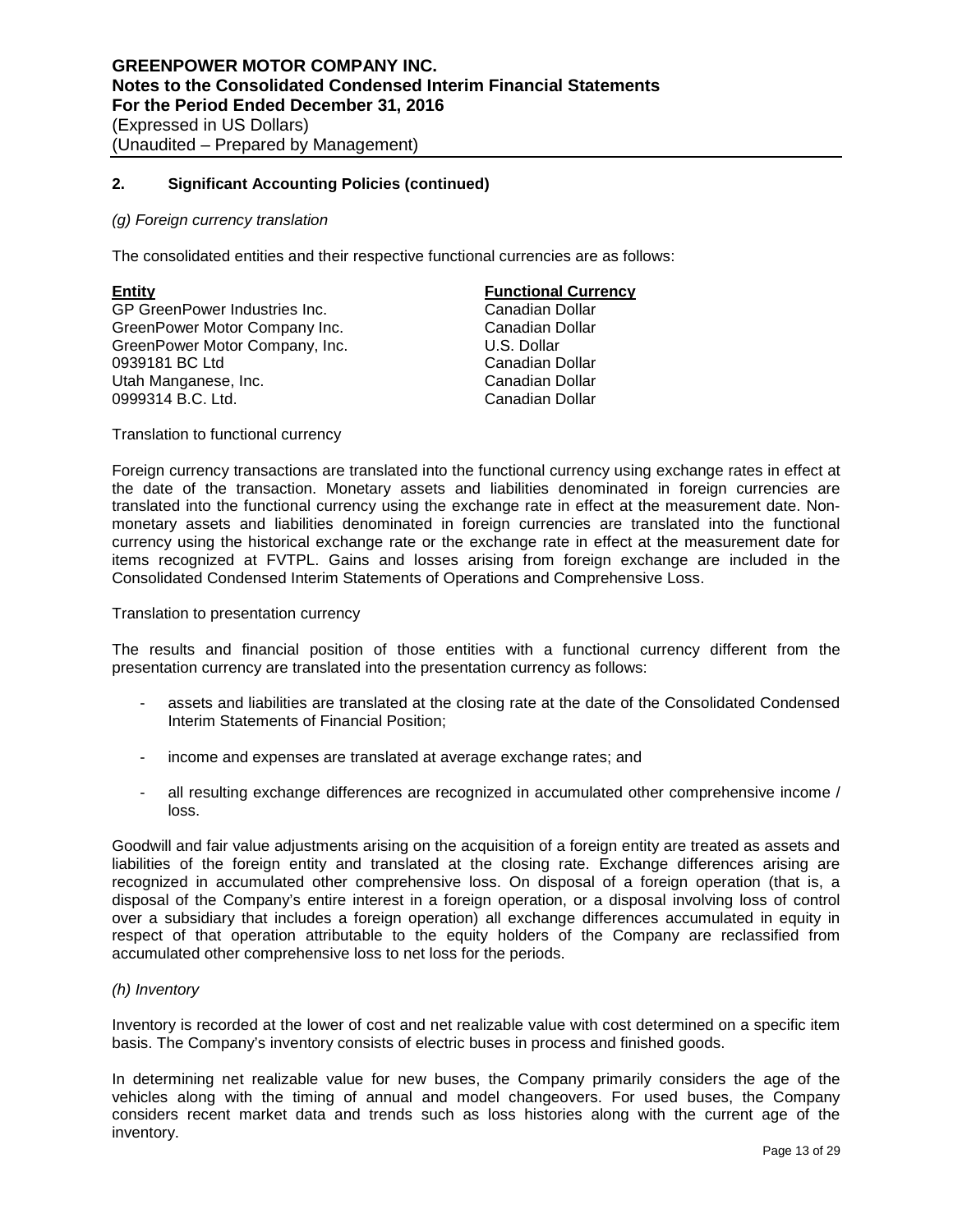**GREENPOWER MOTOR COMPANY INC.**
**Notes to the Consolidated Condensed Interim Financial Statements**
**For the Period Ended December 31, 2016**
(Expressed in US Dollars)
(Unaudited – Prepared by Management)

## 2. Significant Accounting Policies (continued)

*(g) Foreign currency translation*

The consolidated entities and their respective functional currencies are as follows:

| Entity | Functional Currency |
|---|---|
| GP GreenPower Industries Inc. | Canadian Dollar |
| GreenPower Motor Company Inc. | Canadian Dollar |
| GreenPower Motor Company, Inc. | U.S. Dollar |
| 0939181 BC Ltd | Canadian Dollar |
| Utah Manganese, Inc. | Canadian Dollar |
| 0999314 B.C. Ltd. | Canadian Dollar |

Translation to functional currency

Foreign currency transactions are translated into the functional currency using exchange rates in effect at the date of the transaction. Monetary assets and liabilities denominated in foreign currencies are translated into the functional currency using the exchange rate in effect at the measurement date. Non-monetary assets and liabilities denominated in foreign currencies are translated into the functional currency using the historical exchange rate or the exchange rate in effect at the measurement date for items recognized at FVTPL. Gains and losses arising from foreign exchange are included in the Consolidated Condensed Interim Statements of Operations and Comprehensive Loss.

Translation to presentation currency

The results and financial position of those entities with a functional currency different from the presentation currency are translated into the presentation currency as follows:

- assets and liabilities are translated at the closing rate at the date of the Consolidated Condensed Interim Statements of Financial Position;
- income and expenses are translated at average exchange rates; and
- all resulting exchange differences are recognized in accumulated other comprehensive income / loss.

Goodwill and fair value adjustments arising on the acquisition of a foreign entity are treated as assets and liabilities of the foreign entity and translated at the closing rate. Exchange differences arising are recognized in accumulated other comprehensive loss. On disposal of a foreign operation (that is, a disposal of the Company's entire interest in a foreign operation, or a disposal involving loss of control over a subsidiary that includes a foreign operation) all exchange differences accumulated in equity in respect of that operation attributable to the equity holders of the Company are reclassified from accumulated other comprehensive loss to net loss for the periods.

*(h) Inventory*

Inventory is recorded at the lower of cost and net realizable value with cost determined on a specific item basis. The Company's inventory consists of electric buses in process and finished goods.

In determining net realizable value for new buses, the Company primarily considers the age of the vehicles along with the timing of annual and model changeovers. For used buses, the Company considers recent market data and trends such as loss histories along with the current age of the inventory.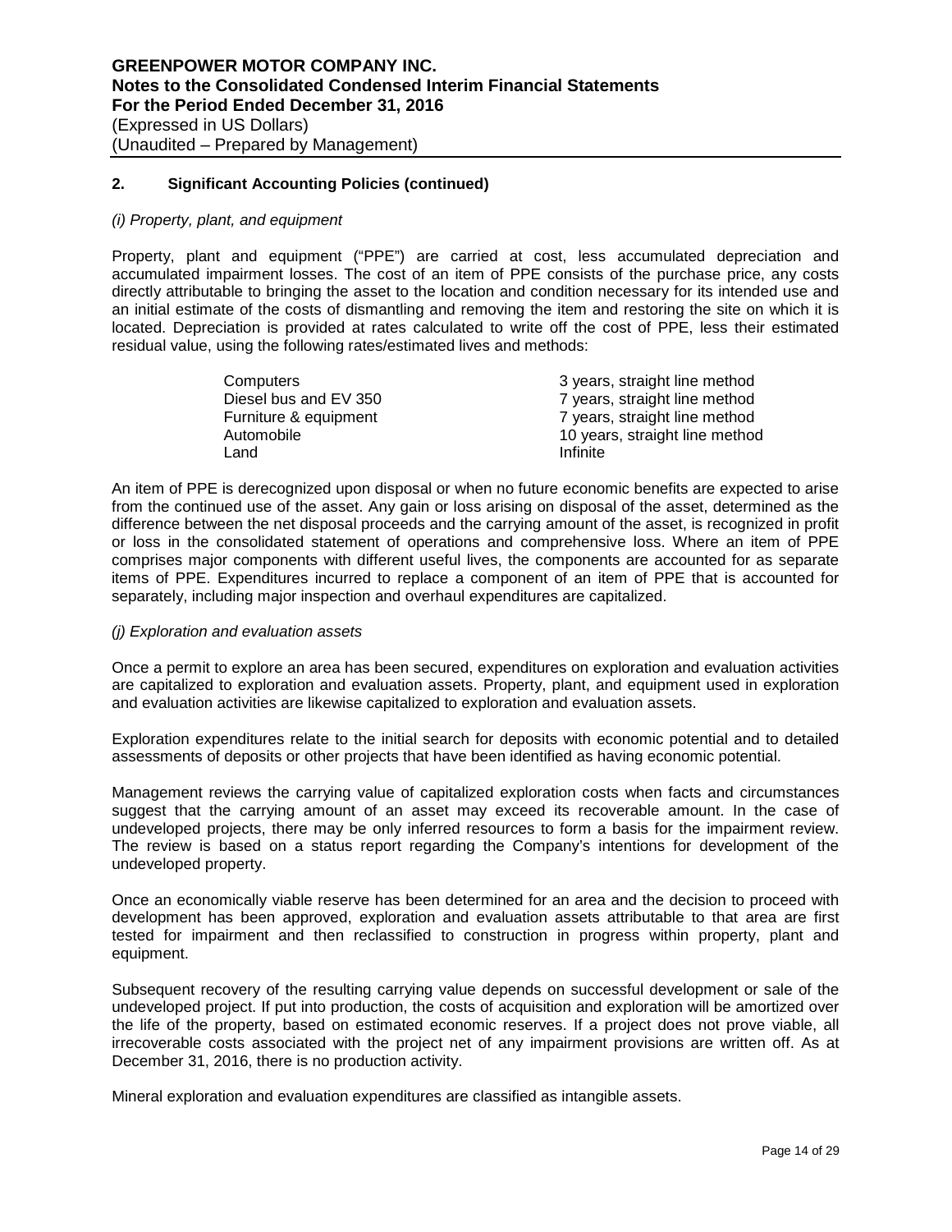## 2. Significant Accounting Policies (continued)

*(i) Property, plant, and equipment*

Property, plant and equipment ("PPE") are carried at cost, less accumulated depreciation and accumulated impairment losses. The cost of an item of PPE consists of the purchase price, any costs directly attributable to bringing the asset to the location and condition necessary for its intended use and an initial estimate of the costs of dismantling and removing the item and restoring the site on which it is located. Depreciation is provided at rates calculated to write off the cost of PPE, less their estimated residual value, using the following rates/estimated lives and methods:

| | |
|---|---|
| Computers | 3 years, straight line method |
| Diesel bus and EV 350 | 7 years, straight line method |
| Furniture & equipment | 7 years, straight line method |
| Automobile | 10 years, straight line method |
| Land | Infinite |

An item of PPE is derecognized upon disposal or when no future economic benefits are expected to arise from the continued use of the asset. Any gain or loss arising on disposal of the asset, determined as the difference between the net disposal proceeds and the carrying amount of the asset, is recognized in profit or loss in the consolidated statement of operations and comprehensive loss. Where an item of PPE comprises major components with different useful lives, the components are accounted for as separate items of PPE. Expenditures incurred to replace a component of an item of PPE that is accounted for separately, including major inspection and overhaul expenditures are capitalized.

*(j) Exploration and evaluation assets*

Once a permit to explore an area has been secured, expenditures on exploration and evaluation activities are capitalized to exploration and evaluation assets. Property, plant, and equipment used in exploration and evaluation activities are likewise capitalized to exploration and evaluation assets.

Exploration expenditures relate to the initial search for deposits with economic potential and to detailed assessments of deposits or other projects that have been identified as having economic potential.

Management reviews the carrying value of capitalized exploration costs when facts and circumstances suggest that the carrying amount of an asset may exceed its recoverable amount. In the case of undeveloped projects, there may be only inferred resources to form a basis for the impairment review. The review is based on a status report regarding the Company's intentions for development of the undeveloped property.

Once an economically viable reserve has been determined for an area and the decision to proceed with development has been approved, exploration and evaluation assets attributable to that area are first tested for impairment and then reclassified to construction in progress within property, plant and equipment.

Subsequent recovery of the resulting carrying value depends on successful development or sale of the undeveloped project. If put into production, the costs of acquisition and exploration will be amortized over the life of the property, based on estimated economic reserves. If a project does not prove viable, all irrecoverable costs associated with the project net of any impairment provisions are written off. As at December 31, 2016, there is no production activity.

Mineral exploration and evaluation expenditures are classified as intangible assets.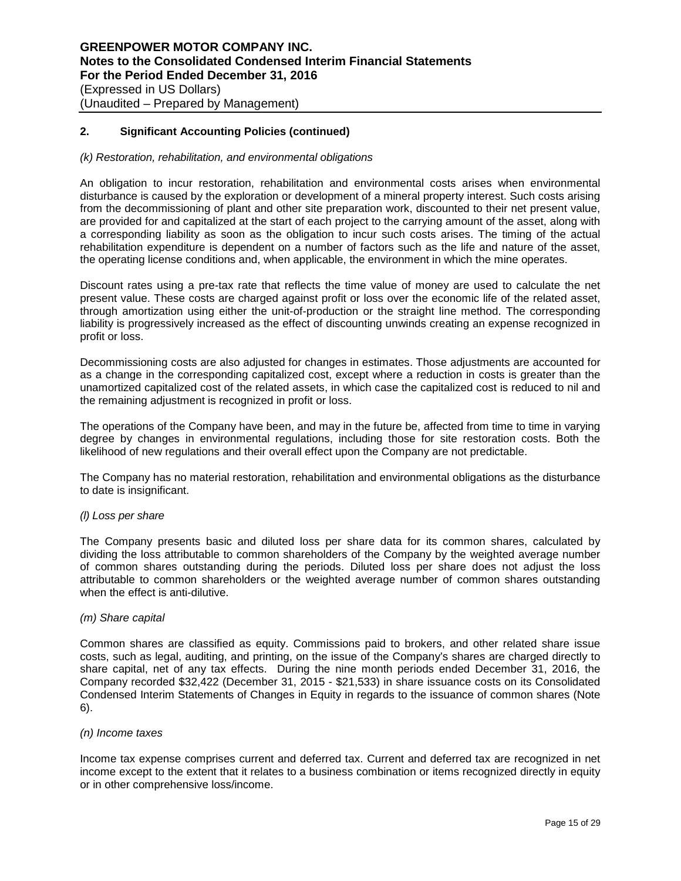## 2. Significant Accounting Policies (continued)

*(k) Restoration, rehabilitation, and environmental obligations*

An obligation to incur restoration, rehabilitation and environmental costs arises when environmental disturbance is caused by the exploration or development of a mineral property interest. Such costs arising from the decommissioning of plant and other site preparation work, discounted to their net present value, are provided for and capitalized at the start of each project to the carrying amount of the asset, along with a corresponding liability as soon as the obligation to incur such costs arises. The timing of the actual rehabilitation expenditure is dependent on a number of factors such as the life and nature of the asset, the operating license conditions and, when applicable, the environment in which the mine operates.

Discount rates using a pre-tax rate that reflects the time value of money are used to calculate the net present value. These costs are charged against profit or loss over the economic life of the related asset, through amortization using either the unit-of-production or the straight line method. The corresponding liability is progressively increased as the effect of discounting unwinds creating an expense recognized in profit or loss.

Decommissioning costs are also adjusted for changes in estimates. Those adjustments are accounted for as a change in the corresponding capitalized cost, except where a reduction in costs is greater than the unamortized capitalized cost of the related assets, in which case the capitalized cost is reduced to nil and the remaining adjustment is recognized in profit or loss.

The operations of the Company have been, and may in the future be, affected from time to time in varying degree by changes in environmental regulations, including those for site restoration costs. Both the likelihood of new regulations and their overall effect upon the Company are not predictable.

The Company has no material restoration, rehabilitation and environmental obligations as the disturbance to date is insignificant.

*(l) Loss per share*

The Company presents basic and diluted loss per share data for its common shares, calculated by dividing the loss attributable to common shareholders of the Company by the weighted average number of common shares outstanding during the periods. Diluted loss per share does not adjust the loss attributable to common shareholders or the weighted average number of common shares outstanding when the effect is anti-dilutive.

*(m) Share capital*

Common shares are classified as equity. Commissions paid to brokers, and other related share issue costs, such as legal, auditing, and printing, on the issue of the Company's shares are charged directly to share capital, net of any tax effects. During the nine month periods ended December 31, 2016, the Company recorded $32,422 (December 31, 2015 - $21,533) in share issuance costs on its Consolidated Condensed Interim Statements of Changes in Equity in regards to the issuance of common shares (Note 6).

*(n) Income taxes*

Income tax expense comprises current and deferred tax. Current and deferred tax are recognized in net income except to the extent that it relates to a business combination or items recognized directly in equity or in other comprehensive loss/income.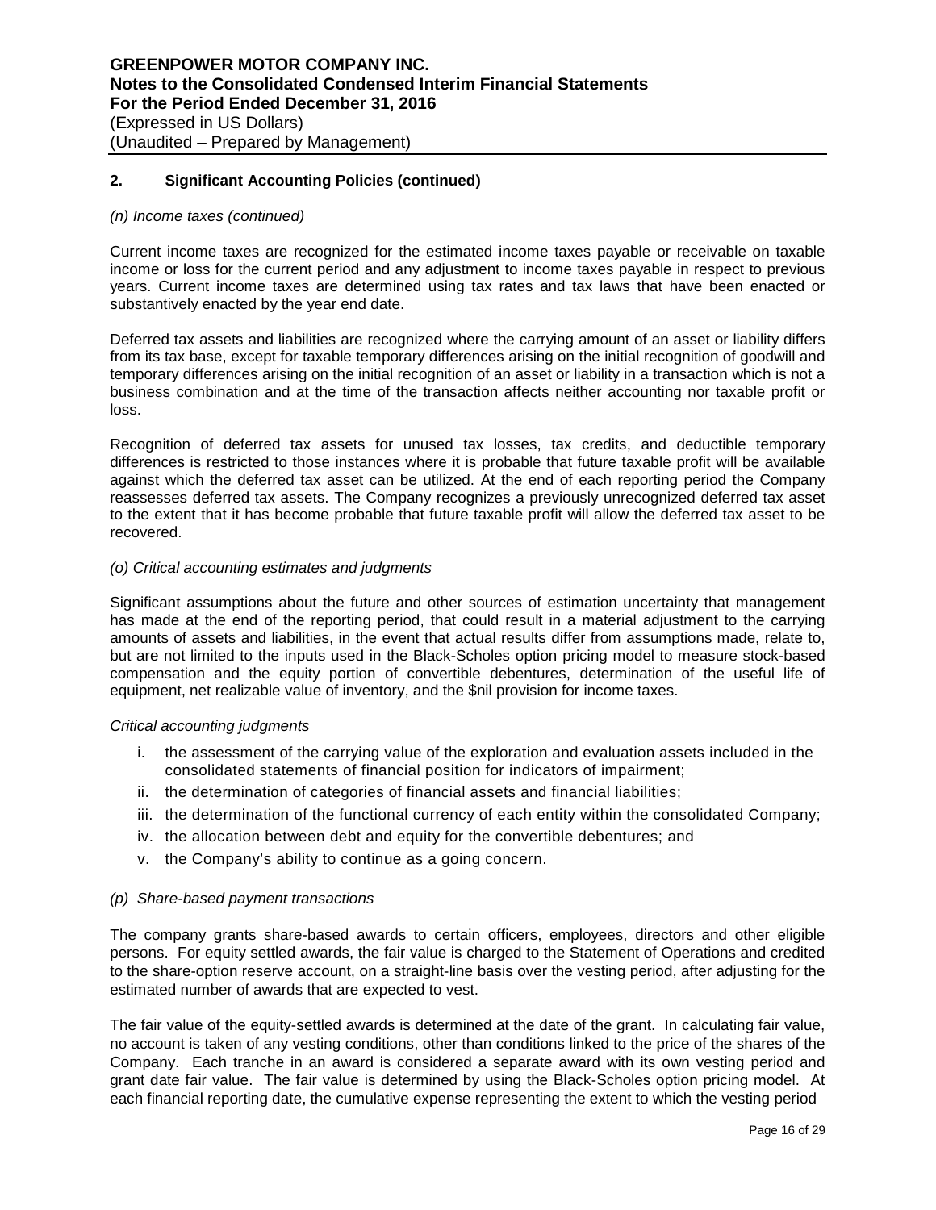## 2. Significant Accounting Policies (continued)

*(n) Income taxes (continued)*

Current income taxes are recognized for the estimated income taxes payable or receivable on taxable income or loss for the current period and any adjustment to income taxes payable in respect to previous years. Current income taxes are determined using tax rates and tax laws that have been enacted or substantively enacted by the year end date.

Deferred tax assets and liabilities are recognized where the carrying amount of an asset or liability differs from its tax base, except for taxable temporary differences arising on the initial recognition of goodwill and temporary differences arising on the initial recognition of an asset or liability in a transaction which is not a business combination and at the time of the transaction affects neither accounting nor taxable profit or loss.

Recognition of deferred tax assets for unused tax losses, tax credits, and deductible temporary differences is restricted to those instances where it is probable that future taxable profit will be available against which the deferred tax asset can be utilized. At the end of each reporting period the Company reassesses deferred tax assets. The Company recognizes a previously unrecognized deferred tax asset to the extent that it has become probable that future taxable profit will allow the deferred tax asset to be recovered.

*(o) Critical accounting estimates and judgments*

Significant assumptions about the future and other sources of estimation uncertainty that management has made at the end of the reporting period, that could result in a material adjustment to the carrying amounts of assets and liabilities, in the event that actual results differ from assumptions made, relate to, but are not limited to the inputs used in the Black-Scholes option pricing model to measure stock-based compensation and the equity portion of convertible debentures, determination of the useful life of equipment, net realizable value of inventory, and the $nil provision for income taxes.

*Critical accounting judgments*

i. the assessment of the carrying value of the exploration and evaluation assets included in the consolidated statements of financial position for indicators of impairment;
ii. the determination of categories of financial assets and financial liabilities;
iii. the determination of the functional currency of each entity within the consolidated Company;
iv. the allocation between debt and equity for the convertible debentures; and
v. the Company's ability to continue as a going concern.

*(p) Share-based payment transactions*

The company grants share-based awards to certain officers, employees, directors and other eligible persons. For equity settled awards, the fair value is charged to the Statement of Operations and credited to the share-option reserve account, on a straight-line basis over the vesting period, after adjusting for the estimated number of awards that are expected to vest.

The fair value of the equity-settled awards is determined at the date of the grant. In calculating fair value, no account is taken of any vesting conditions, other than conditions linked to the price of the shares of the Company. Each tranche in an award is considered a separate award with its own vesting period and grant date fair value. The fair value is determined by using the Black-Scholes option pricing model. At each financial reporting date, the cumulative expense representing the extent to which the vesting period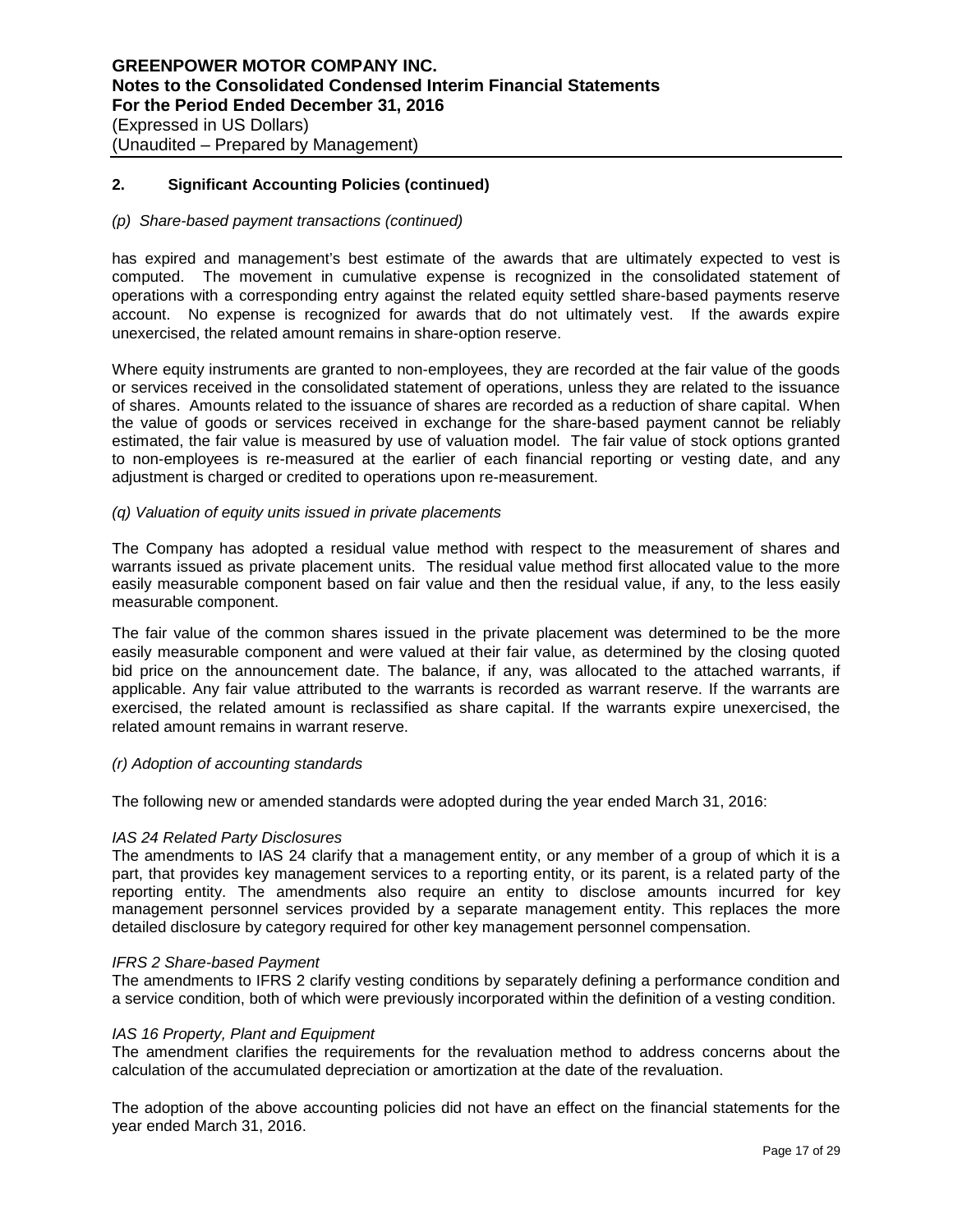## 2. Significant Accounting Policies (continued)

*(p) Share-based payment transactions (continued)*

has expired and management's best estimate of the awards that are ultimately expected to vest is computed. The movement in cumulative expense is recognized in the consolidated statement of operations with a corresponding entry against the related equity settled share-based payments reserve account. No expense is recognized for awards that do not ultimately vest. If the awards expire unexercised, the related amount remains in share-option reserve.

Where equity instruments are granted to non-employees, they are recorded at the fair value of the goods or services received in the consolidated statement of operations, unless they are related to the issuance of shares. Amounts related to the issuance of shares are recorded as a reduction of share capital. When the value of goods or services received in exchange for the share-based payment cannot be reliably estimated, the fair value is measured by use of valuation model. The fair value of stock options granted to non-employees is re-measured at the earlier of each financial reporting or vesting date, and any adjustment is charged or credited to operations upon re-measurement.

*(q) Valuation of equity units issued in private placements*

The Company has adopted a residual value method with respect to the measurement of shares and warrants issued as private placement units. The residual value method first allocated value to the more easily measurable component based on fair value and then the residual value, if any, to the less easily measurable component.

The fair value of the common shares issued in the private placement was determined to be the more easily measurable component and were valued at their fair value, as determined by the closing quoted bid price on the announcement date. The balance, if any, was allocated to the attached warrants, if applicable. Any fair value attributed to the warrants is recorded as warrant reserve. If the warrants are exercised, the related amount is reclassified as share capital. If the warrants expire unexercised, the related amount remains in warrant reserve.

*(r) Adoption of accounting standards*

The following new or amended standards were adopted during the year ended March 31, 2016:

*IAS 24 Related Party Disclosures*
The amendments to IAS 24 clarify that a management entity, or any member of a group of which it is a part, that provides key management services to a reporting entity, or its parent, is a related party of the reporting entity. The amendments also require an entity to disclose amounts incurred for key management personnel services provided by a separate management entity. This replaces the more detailed disclosure by category required for other key management personnel compensation.

*IFRS 2 Share-based Payment*
The amendments to IFRS 2 clarify vesting conditions by separately defining a performance condition and a service condition, both of which were previously incorporated within the definition of a vesting condition.

*IAS 16 Property, Plant and Equipment*
The amendment clarifies the requirements for the revaluation method to address concerns about the calculation of the accumulated depreciation or amortization at the date of the revaluation.

The adoption of the above accounting policies did not have an effect on the financial statements for the year ended March 31, 2016.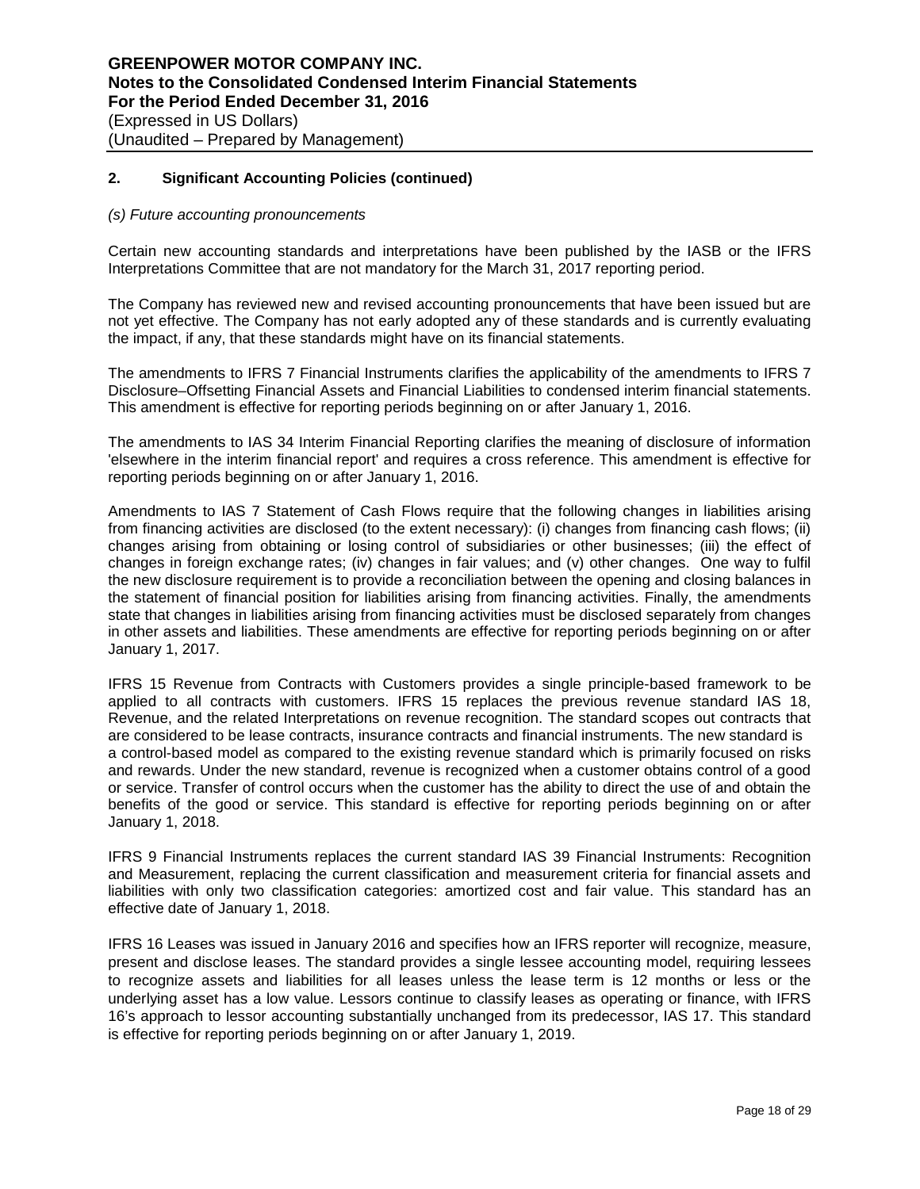## 2. Significant Accounting Policies (continued)

*(s) Future accounting pronouncements*

Certain new accounting standards and interpretations have been published by the IASB or the IFRS Interpretations Committee that are not mandatory for the March 31, 2017 reporting period.

The Company has reviewed new and revised accounting pronouncements that have been issued but are not yet effective. The Company has not early adopted any of these standards and is currently evaluating the impact, if any, that these standards might have on its financial statements.

The amendments to IFRS 7 Financial Instruments clarifies the applicability of the amendments to IFRS 7 Disclosure–Offsetting Financial Assets and Financial Liabilities to condensed interim financial statements. This amendment is effective for reporting periods beginning on or after January 1, 2016.

The amendments to IAS 34 Interim Financial Reporting clarifies the meaning of disclosure of information 'elsewhere in the interim financial report' and requires a cross reference. This amendment is effective for reporting periods beginning on or after January 1, 2016.

Amendments to IAS 7 Statement of Cash Flows require that the following changes in liabilities arising from financing activities are disclosed (to the extent necessary): (i) changes from financing cash flows; (ii) changes arising from obtaining or losing control of subsidiaries or other businesses; (iii) the effect of changes in foreign exchange rates; (iv) changes in fair values; and (v) other changes. One way to fulfil the new disclosure requirement is to provide a reconciliation between the opening and closing balances in the statement of financial position for liabilities arising from financing activities. Finally, the amendments state that changes in liabilities arising from financing activities must be disclosed separately from changes in other assets and liabilities. These amendments are effective for reporting periods beginning on or after January 1, 2017.

IFRS 15 Revenue from Contracts with Customers provides a single principle-based framework to be applied to all contracts with customers. IFRS 15 replaces the previous revenue standard IAS 18, Revenue, and the related Interpretations on revenue recognition. The standard scopes out contracts that are considered to be lease contracts, insurance contracts and financial instruments. The new standard is a control-based model as compared to the existing revenue standard which is primarily focused on risks and rewards. Under the new standard, revenue is recognized when a customer obtains control of a good or service. Transfer of control occurs when the customer has the ability to direct the use of and obtain the benefits of the good or service. This standard is effective for reporting periods beginning on or after January 1, 2018.

IFRS 9 Financial Instruments replaces the current standard IAS 39 Financial Instruments: Recognition and Measurement, replacing the current classification and measurement criteria for financial assets and liabilities with only two classification categories: amortized cost and fair value. This standard has an effective date of January 1, 2018.

IFRS 16 Leases was issued in January 2016 and specifies how an IFRS reporter will recognize, measure, present and disclose leases. The standard provides a single lessee accounting model, requiring lessees to recognize assets and liabilities for all leases unless the lease term is 12 months or less or the underlying asset has a low value. Lessors continue to classify leases as operating or finance, with IFRS 16's approach to lessor accounting substantially unchanged from its predecessor, IAS 17. This standard is effective for reporting periods beginning on or after January 1, 2019.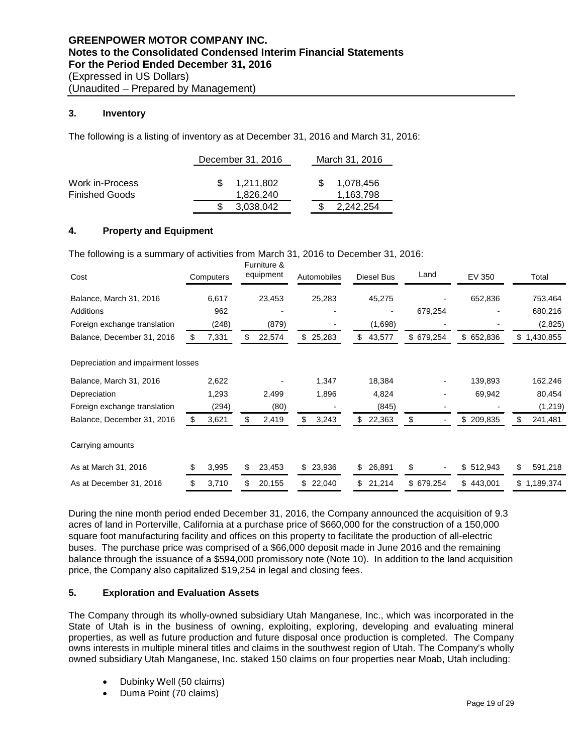**GREENPOWER MOTOR COMPANY INC.**
**Notes to the Consolidated Condensed Interim Financial Statements**
**For the Period Ended December 31, 2016**
(Expressed in US Dollars)
(Unaudited – Prepared by Management)

## 3. Inventory

The following is a listing of inventory as at December 31, 2016 and March 31, 2016:

| | December 31, 2016 | March 31, 2016 |
|---|---|---|
| Work in-Process | $ 1,211,802 | $ 1,078,456 |
| Finished Goods | 1,826,240 | 1,163,798 |
| | $ 3,038,042 | $ 2,242,254 |

## 4. Property and Equipment

The following is a summary of activities from March 31, 2016 to December 31, 2016:

| Cost | Computers | Furniture & equipment | Automobiles | Diesel Bus | Land | EV 350 | Total |
|---|---|---|---|---|---|---|---|
| Balance, March 31, 2016 | 6,617 | 23,453 | 25,283 | 45,275 | - | 652,836 | 753,464 |
| Additions | 962 | - | - | - | 679,254 | - | 680,216 |
| Foreign exchange translation | (248) | (879) | - | (1,698) | - | - | (2,825) |
| Balance, December 31, 2016 | $ 7,331 | $ 22,574 | $ 25,283 | $ 43,577 | $ 679,254 | $ 652,836 | $ 1,430,855 |
| Depreciation and impairment losses | | | | | | | |
| Balance, March 31, 2016 | 2,622 | - | 1,347 | 18,384 | - | 139,893 | 162,246 |
| Depreciation | 1,293 | 2,499 | 1,896 | 4,824 | - | 69,942 | 80,454 |
| Foreign exchange translation | (294) | (80) | - | (845) | - | - | (1,219) |
| Balance, December 31, 2016 | $ 3,621 | $ 2,419 | $ 3,243 | $ 22,363 | $ - | $ 209,835 | $ 241,481 |
| Carrying amounts | | | | | | | |
| As at March 31, 2016 | $ 3,995 | $ 23,453 | $ 23,936 | $ 26,891 | $ - | $ 512,943 | $ 591,218 |
| As at December 31, 2016 | $ 3,710 | $ 20,155 | $ 22,040 | $ 21,214 | $ 679,254 | $ 443,001 | $ 1,189,374 |

During the nine month period ended December 31, 2016, the Company announced the acquisition of 9.3 acres of land in Porterville, California at a purchase price of $660,000 for the construction of a 150,000 square foot manufacturing facility and offices on this property to facilitate the production of all-electric buses. The purchase price was comprised of a $66,000 deposit made in June 2016 and the remaining balance through the issuance of a $594,000 promissory note (Note 10). In addition to the land acquisition price, the Company also capitalized $19,254 in legal and closing fees.

## 5. Exploration and Evaluation Assets

The Company through its wholly-owned subsidiary Utah Manganese, Inc., which was incorporated in the State of Utah is in the business of owning, exploiting, exploring, developing and evaluating mineral properties, as well as future production and future disposal once production is completed. The Company owns interests in multiple mineral titles and claims in the southwest region of Utah. The Company's wholly owned subsidiary Utah Manganese, Inc. staked 150 claims on four properties near Moab, Utah including:

- Dubinky Well (50 claims)
- Duma Point (70 claims)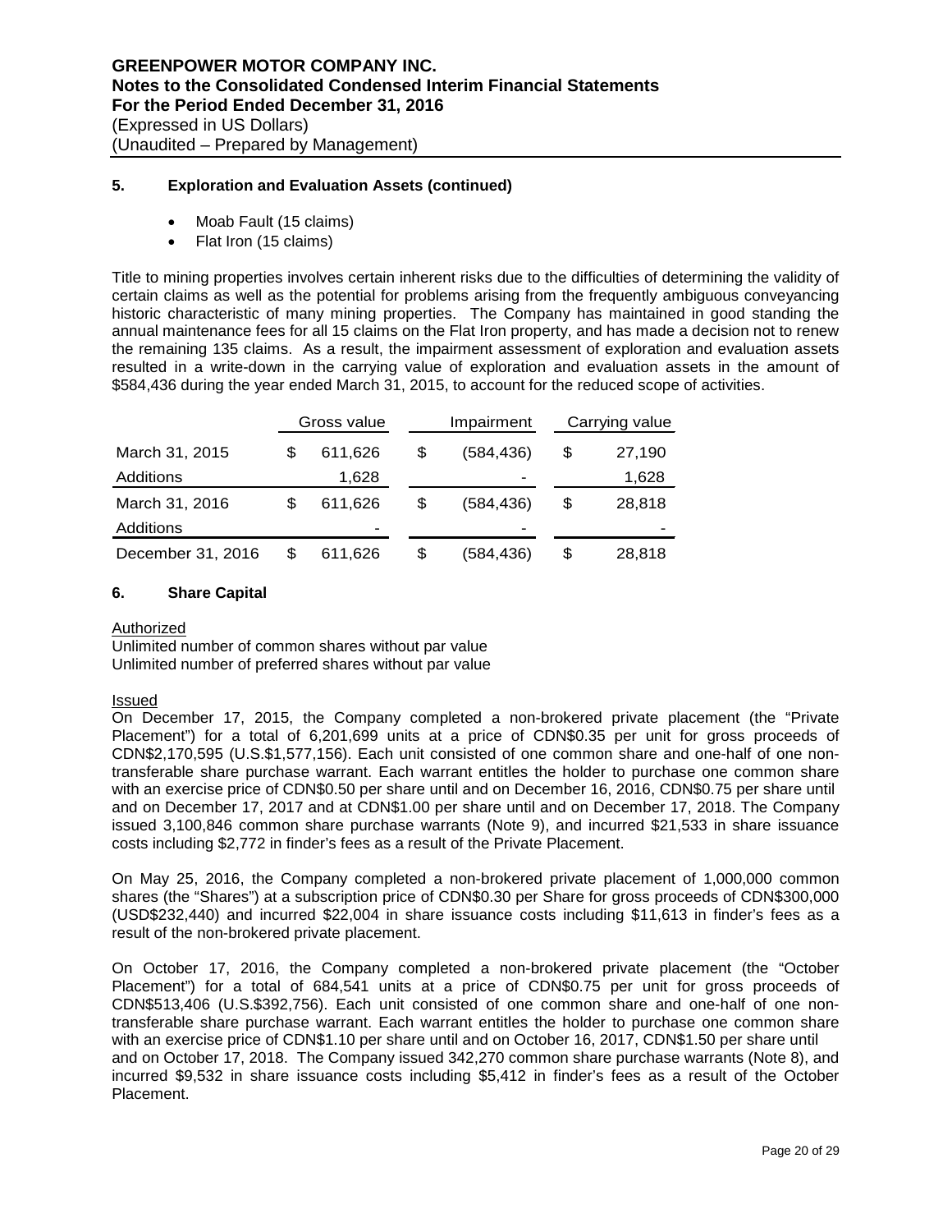### 5. Exploration and Evaluation Assets (continued)

- Moab Fault (15 claims)
- Flat Iron (15 claims)

Title to mining properties involves certain inherent risks due to the difficulties of determining the validity of certain claims as well as the potential for problems arising from the frequently ambiguous conveyancing historic characteristic of many mining properties. The Company has maintained in good standing the annual maintenance fees for all 15 claims on the Flat Iron property, and has made a decision not to renew the remaining 135 claims. As a result, the impairment assessment of exploration and evaluation assets resulted in a write-down in the carrying value of exploration and evaluation assets in the amount of $584,436 during the year ended March 31, 2015, to account for the reduced scope of activities.

| | Gross value | Impairment | Carrying value |
|---|---|---|---|
| March 31, 2015 | $ 611,626 | $ (584,436) | $ 27,190 |
| Additions | 1,628 | - | 1,628 |
| March 31, 2016 | $ 611,626 | $ (584,436) | $ 28,818 |
| Additions | - | - | - |
| December 31, 2016 | $ 611,626 | $ (584,436) | $ 28,818 |

### 6. Share Capital

Authorized

Unlimited number of common shares without par value
Unlimited number of preferred shares without par value

Issued

On December 17, 2015, the Company completed a non-brokered private placement (the "Private Placement") for a total of 6,201,699 units at a price of CDN$0.35 per unit for gross proceeds of CDN$2,170,595 (U.S.$1,577,156). Each unit consisted of one common share and one-half of one non-transferable share purchase warrant. Each warrant entitles the holder to purchase one common share with an exercise price of CDN$0.50 per share until and on December 16, 2016, CDN$0.75 per share until and on December 17, 2017 and at CDN$1.00 per share until and on December 17, 2018. The Company issued 3,100,846 common share purchase warrants (Note 9), and incurred $21,533 in share issuance costs including $2,772 in finder's fees as a result of the Private Placement.

On May 25, 2016, the Company completed a non-brokered private placement of 1,000,000 common shares (the "Shares") at a subscription price of CDN$0.30 per Share for gross proceeds of CDN$300,000 (USD$232,440) and incurred $22,004 in share issuance costs including $11,613 in finder's fees as a result of the non-brokered private placement.

On October 17, 2016, the Company completed a non-brokered private placement (the "October Placement") for a total of 684,541 units at a price of CDN$0.75 per unit for gross proceeds of CDN$513,406 (U.S.$392,756). Each unit consisted of one common share and one-half of one non-transferable share purchase warrant. Each warrant entitles the holder to purchase one common share with an exercise price of CDN$1.10 per share until and on October 16, 2017, CDN$1.50 per share until and on October 17, 2018. The Company issued 342,270 common share purchase warrants (Note 8), and incurred $9,532 in share issuance costs including $5,412 in finder's fees as a result of the October Placement.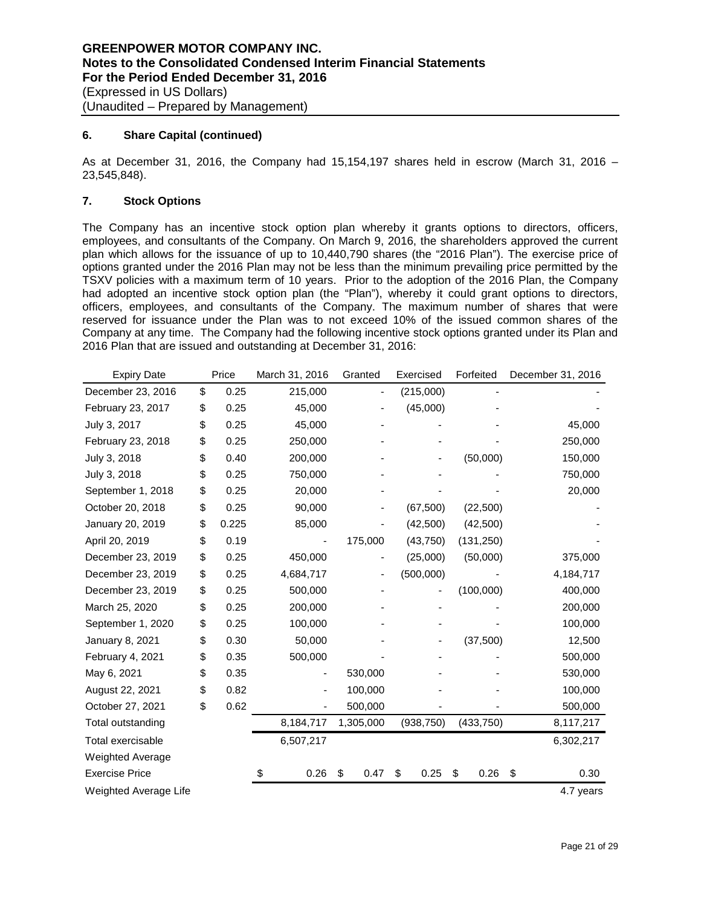## 6. Share Capital (continued)

As at December 31, 2016, the Company had 15,154,197 shares held in escrow (March 31, 2016 – 23,545,848).

## 7. Stock Options

The Company has an incentive stock option plan whereby it grants options to directors, officers, employees, and consultants of the Company. On March 9, 2016, the shareholders approved the current plan which allows for the issuance of up to 10,440,790 shares (the "2016 Plan"). The exercise price of options granted under the 2016 Plan may not be less than the minimum prevailing price permitted by the TSXV policies with a maximum term of 10 years. Prior to the adoption of the 2016 Plan, the Company had adopted an incentive stock option plan (the "Plan"), whereby it could grant options to directors, officers, employees, and consultants of the Company. The maximum number of shares that were reserved for issuance under the Plan was to not exceed 10% of the issued common shares of the Company at any time. The Company had the following incentive stock options granted under its Plan and 2016 Plan that are issued and outstanding at December 31, 2016:

| Expiry Date | Price | March 31, 2016 | Granted | Exercised | Forfeited | December 31, 2016 |
|---|---|---|---|---|---|---|
| December 23, 2016 | $ 0.25 | 215,000 | - | (215,000) | - | - |
| February 23, 2017 | $ 0.25 | 45,000 | - | (45,000) | - | - |
| July 3, 2017 | $ 0.25 | 45,000 | - | - | - | 45,000 |
| February 23, 2018 | $ 0.25 | 250,000 | - | - | - | 250,000 |
| July 3, 2018 | $ 0.40 | 200,000 | - | - | (50,000) | 150,000 |
| July 3, 2018 | $ 0.25 | 750,000 | - | - | - | 750,000 |
| September 1, 2018 | $ 0.25 | 20,000 | - | - | - | 20,000 |
| October 20, 2018 | $ 0.25 | 90,000 | - | (67,500) | (22,500) | - |
| January 20, 2019 | $ 0.225 | 85,000 | - | (42,500) | (42,500) | - |
| April 20, 2019 | $ 0.19 | - | 175,000 | (43,750) | (131,250) | - |
| December 23, 2019 | $ 0.25 | 450,000 | - | (25,000) | (50,000) | 375,000 |
| December 23, 2019 | $ 0.25 | 4,684,717 | - | (500,000) | - | 4,184,717 |
| December 23, 2019 | $ 0.25 | 500,000 | - | - | (100,000) | 400,000 |
| March 25, 2020 | $ 0.25 | 200,000 | - | - | - | 200,000 |
| September 1, 2020 | $ 0.25 | 100,000 | - | - | - | 100,000 |
| January 8, 2021 | $ 0.30 | 50,000 | - | - | (37,500) | 12,500 |
| February 4, 2021 | $ 0.35 | 500,000 | - | - | - | 500,000 |
| May 6, 2021 | $ 0.35 | - | 530,000 | - | - | 530,000 |
| August 22, 2021 | $ 0.82 | - | 100,000 | - | - | 100,000 |
| October 27, 2021 | $ 0.62 | - | 500,000 | - | - | 500,000 |
| Total outstanding | | 8,184,717 | 1,305,000 | (938,750) | (433,750) | 8,117,217 |
| Total exercisable | | 6,507,217 | | | | 6,302,217 |
| Weighted Average Exercise Price | | $ 0.26 | $ 0.47 | $ 0.25 | $ 0.26 | $ 0.30 |
| Weighted Average Life | | | | | | 4.7 years |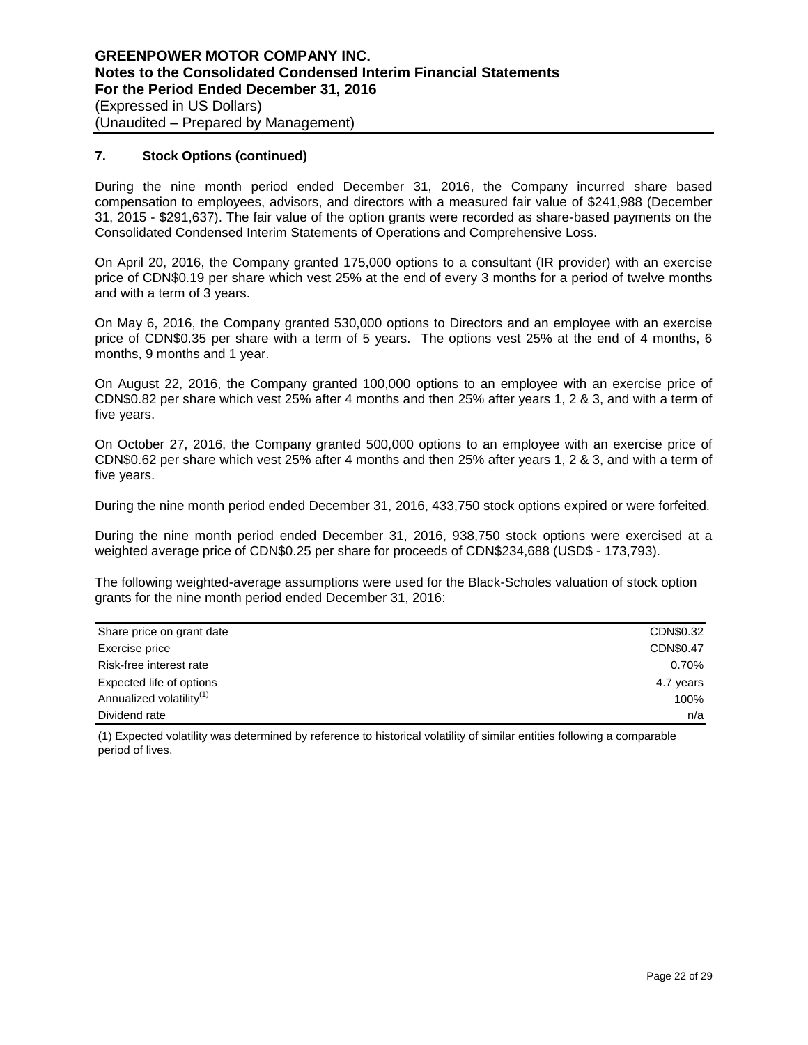## 7. Stock Options (continued)

During the nine month period ended December 31, 2016, the Company incurred share based compensation to employees, advisors, and directors with a measured fair value of $241,988 (December 31, 2015 - $291,637). The fair value of the option grants were recorded as share-based payments on the Consolidated Condensed Interim Statements of Operations and Comprehensive Loss.

On April 20, 2016, the Company granted 175,000 options to a consultant (IR provider) with an exercise price of CDN$0.19 per share which vest 25% at the end of every 3 months for a period of twelve months and with a term of 3 years.

On May 6, 2016, the Company granted 530,000 options to Directors and an employee with an exercise price of CDN$0.35 per share with a term of 5 years. The options vest 25% at the end of 4 months, 6 months, 9 months and 1 year.

On August 22, 2016, the Company granted 100,000 options to an employee with an exercise price of CDN$0.82 per share which vest 25% after 4 months and then 25% after years 1, 2 & 3, and with a term of five years.

On October 27, 2016, the Company granted 500,000 options to an employee with an exercise price of CDN$0.62 per share which vest 25% after 4 months and then 25% after years 1, 2 & 3, and with a term of five years.

During the nine month period ended December 31, 2016, 433,750 stock options expired or were forfeited.

During the nine month period ended December 31, 2016, 938,750 stock options were exercised at a weighted average price of CDN$0.25 per share for proceeds of CDN$234,688 (USD$ - 173,793).

The following weighted-average assumptions were used for the Black-Scholes valuation of stock option grants for the nine month period ended December 31, 2016:

| | |
|---|---|
| Share price on grant date | CDN$0.32 |
| Exercise price | CDN$0.47 |
| Risk-free interest rate | 0.70% |
| Expected life of options | 4.7 years |
| Annualized volatility(1) | 100% |
| Dividend rate | n/a |

(1) Expected volatility was determined by reference to historical volatility of similar entities following a comparable period of lives.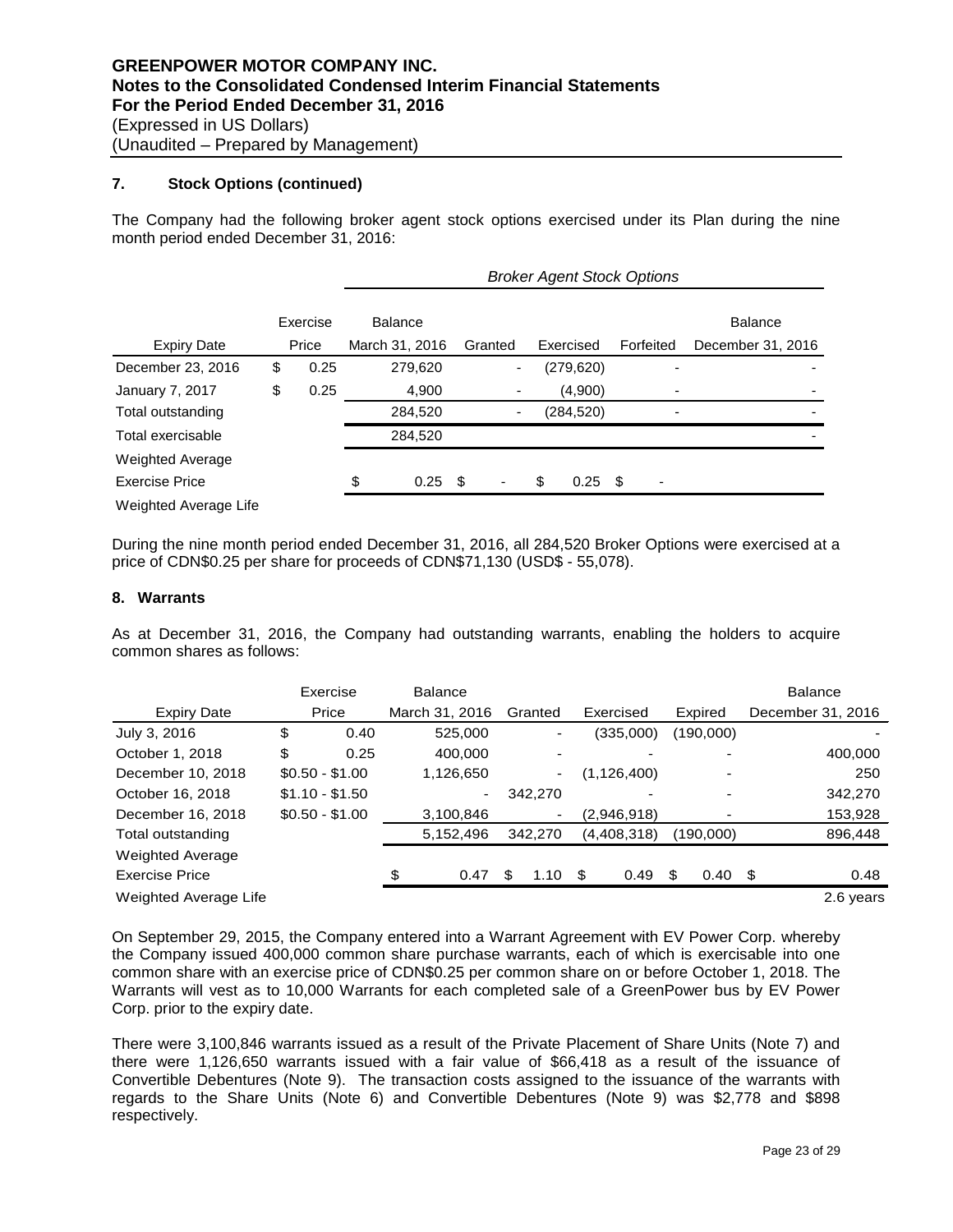## 7. Stock Options (continued)

The Company had the following broker agent stock options exercised under its Plan during the nine month period ended December 31, 2016:

| | | *Broker Agent Stock Options* | | | | |
|---|---|---|---|---|---|---|
| Expiry Date | Exercise Price | Balance March 31, 2016 | Granted | Exercised | Forfeited | Balance December 31, 2016 |
| December 23, 2016 | $ 0.25 | 279,620 | - | (279,620) | - | - |
| January 7, 2017 | $ 0.25 | 4,900 | - | (4,900) | - | - |
| Total outstanding | | 284,520 | - | (284,520) | - | - |
| Total exercisable | | 284,520 | | | | - |
| Weighted Average Exercise Price | | $ 0.25 | $ - | $ 0.25 | $ - | |
| Weighted Average Life | | | | | | |

During the nine month period ended December 31, 2016, all 284,520 Broker Options were exercised at a price of CDN$0.25 per share for proceeds of CDN$71,130 (USD$ - 55,078).

## 8. Warrants

As at December 31, 2016, the Company had outstanding warrants, enabling the holders to acquire common shares as follows:

| Expiry Date | Exercise Price | Balance March 31, 2016 | Granted | Exercised | Expired | Balance December 31, 2016 |
|---|---|---|---|---|---|---|
| July 3, 2016 | $ 0.40 | 525,000 | - | (335,000) | (190,000) | - |
| October 1, 2018 | $ 0.25 | 400,000 | - | - | - | 400,000 |
| December 10, 2018 | $0.50 - $1.00 | 1,126,650 | - | (1,126,400) | - | 250 |
| October 16, 2018 | $1.10 - $1.50 | - | 342,270 | - | - | 342,270 |
| December 16, 2018 | $0.50 - $1.00 | 3,100,846 | - | (2,946,918) | - | 153,928 |
| Total outstanding | | 5,152,496 | 342,270 | (4,408,318) | (190,000) | 896,448 |
| Weighted Average Exercise Price | | $ 0.47 | $ 1.10 | $ 0.49 | $ 0.40 | $ 0.48 |
| Weighted Average Life | | | | | | 2.6 years |

On September 29, 2015, the Company entered into a Warrant Agreement with EV Power Corp. whereby the Company issued 400,000 common share purchase warrants, each of which is exercisable into one common share with an exercise price of CDN$0.25 per common share on or before October 1, 2018. The Warrants will vest as to 10,000 Warrants for each completed sale of a GreenPower bus by EV Power Corp. prior to the expiry date.

There were 3,100,846 warrants issued as a result of the Private Placement of Share Units (Note 7) and there were 1,126,650 warrants issued with a fair value of $66,418 as a result of the issuance of Convertible Debentures (Note 9). The transaction costs assigned to the issuance of the warrants with regards to the Share Units (Note 6) and Convertible Debentures (Note 9) was $2,778 and $898 respectively.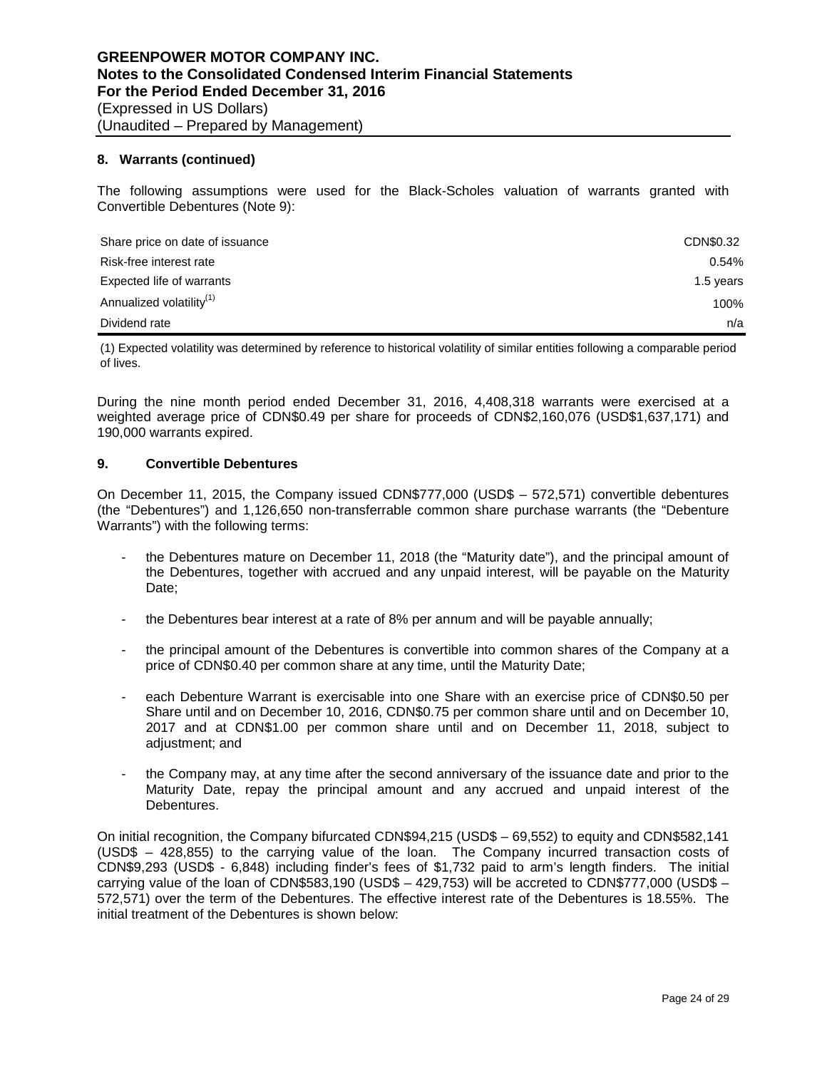## 8. Warrants (continued)

The following assumptions were used for the Black-Scholes valuation of warrants granted with Convertible Debentures (Note 9):

| | |
|---|---|
| Share price on date of issuance | CDN\$0.32 |
| Risk-free interest rate | 0.54% |
| Expected life of warrants | 1.5 years |
| Annualized volatility[1] | 100% |
| Dividend rate | n/a |

(1) Expected volatility was determined by reference to historical volatility of similar entities following a comparable period of lives.

During the nine month period ended December 31, 2016, 4,408,318 warrants were exercised at a weighted average price of CDN\$0.49 per share for proceeds of CDN\$2,160,076 (USD\$1,637,171) and 190,000 warrants expired.

## 9. Convertible Debentures

On December 11, 2015, the Company issued CDN\$777,000 (USD\$ – 572,571) convertible debentures (the "Debentures") and 1,126,650 non-transferrable common share purchase warrants (the "Debenture Warrants") with the following terms:

- the Debentures mature on December 11, 2018 (the "Maturity date"), and the principal amount of the Debentures, together with accrued and any unpaid interest, will be payable on the Maturity Date;
- the Debentures bear interest at a rate of 8% per annum and will be payable annually;
- the principal amount of the Debentures is convertible into common shares of the Company at a price of CDN\$0.40 per common share at any time, until the Maturity Date;
- each Debenture Warrant is exercisable into one Share with an exercise price of CDN\$0.50 per Share until and on December 10, 2016, CDN\$0.75 per common share until and on December 10, 2017 and at CDN\$1.00 per common share until and on December 11, 2018, subject to adjustment; and
- the Company may, at any time after the second anniversary of the issuance date and prior to the Maturity Date, repay the principal amount and any accrued and unpaid interest of the Debentures.

On initial recognition, the Company bifurcated CDN\$94,215 (USD\$ – 69,552) to equity and CDN\$582,141 (USD\$ – 428,855) to the carrying value of the loan. The Company incurred transaction costs of CDN\$9,293 (USD\$ - 6,848) including finder's fees of \$1,732 paid to arm's length finders. The initial carrying value of the loan of CDN\$583,190 (USD\$ – 429,753) will be accreted to CDN\$777,000 (USD\$ – 572,571) over the term of the Debentures. The effective interest rate of the Debentures is 18.55%. The initial treatment of the Debentures is shown below: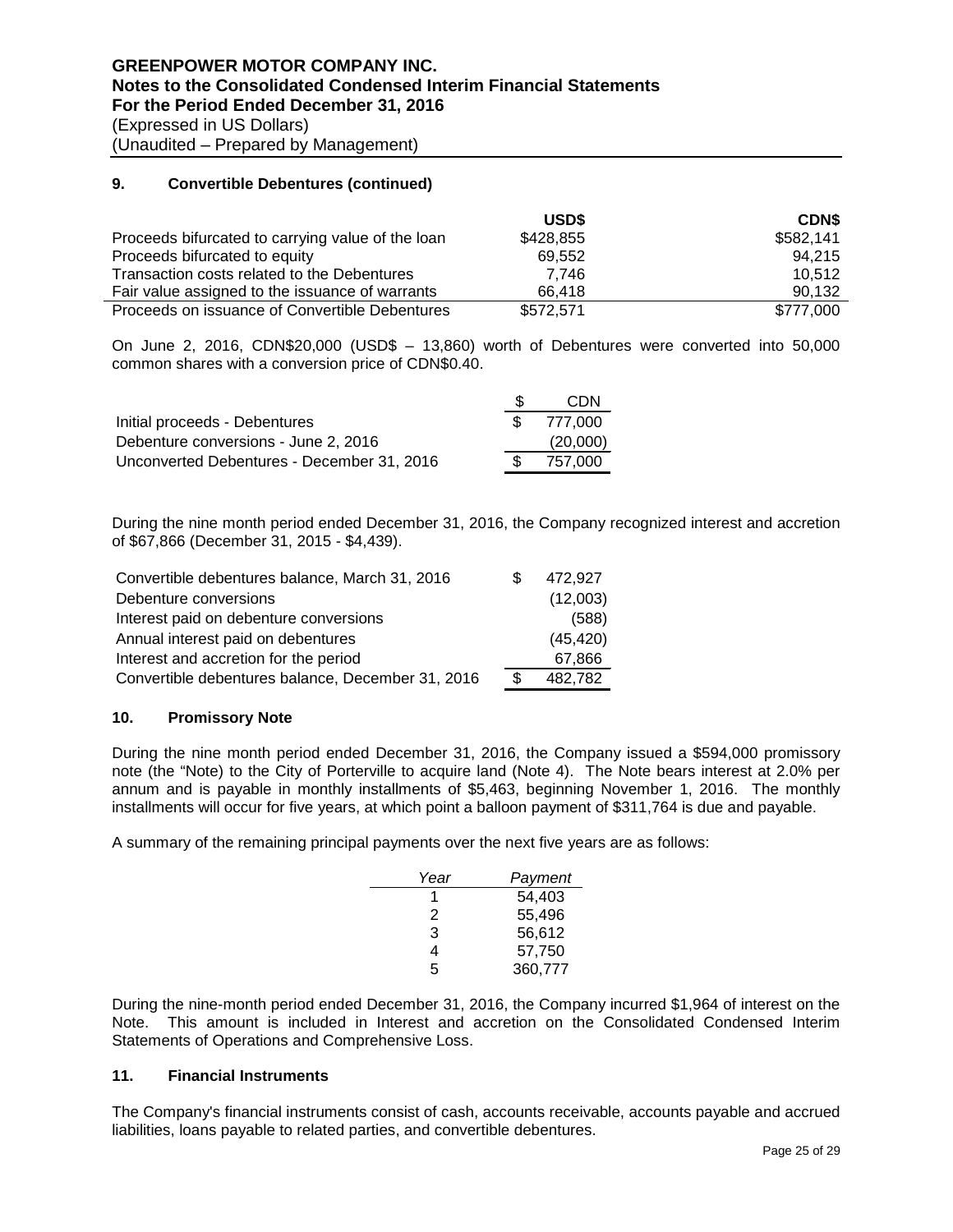## 9. Convertible Debentures (continued)

| | USD$ | CDN$ |
|---|---|---|
| Proceeds bifurcated to carrying value of the loan | $428,855 | $582,141 |
| Proceeds bifurcated to equity | 69,552 | 94,215 |
| Transaction costs related to the Debentures | 7,746 | 10,512 |
| Fair value assigned to the issuance of warrants | 66,418 | 90,132 |
| Proceeds on issuance of Convertible Debentures | $572,571 | $777,000 |

On June 2, 2016, CDN$20,000 (USD$ – 13,860) worth of Debentures were converted into 50,000 common shares with a conversion price of CDN$0.40.

| | $ CDN |
|---|---|
| Initial proceeds - Debentures | $ 777,000 |
| Debenture conversions - June 2, 2016 | (20,000) |
| Unconverted Debentures - December 31, 2016 | $ 757,000 |

During the nine month period ended December 31, 2016, the Company recognized interest and accretion of $67,866 (December 31, 2015 - $4,439).

| | |
|---|---|
| Convertible debentures balance, March 31, 2016 | $ 472,927 |
| Debenture conversions | (12,003) |
| Interest paid on debenture conversions | (588) |
| Annual interest paid on debentures | (45,420) |
| Interest and accretion for the period | 67,866 |
| Convertible debentures balance, December 31, 2016 | $ 482,782 |

## 10. Promissory Note

During the nine month period ended December 31, 2016, the Company issued a $594,000 promissory note (the "Note") to the City of Porterville to acquire land (Note 4). The Note bears interest at 2.0% per annum and is payable in monthly installments of $5,463, beginning November 1, 2016. The monthly installments will occur for five years, at which point a balloon payment of $311,764 is due and payable.

A summary of the remaining principal payments over the next five years are as follows:

| *Year* | *Payment* |
|---|---|
| 1 | 54,403 |
| 2 | 55,496 |
| 3 | 56,612 |
| 4 | 57,750 |
| 5 | 360,777 |

During the nine-month period ended December 31, 2016, the Company incurred $1,964 of interest on the Note. This amount is included in Interest and accretion on the Consolidated Condensed Interim Statements of Operations and Comprehensive Loss.

## 11. Financial Instruments

The Company's financial instruments consist of cash, accounts receivable, accounts payable and accrued liabilities, loans payable to related parties, and convertible debentures.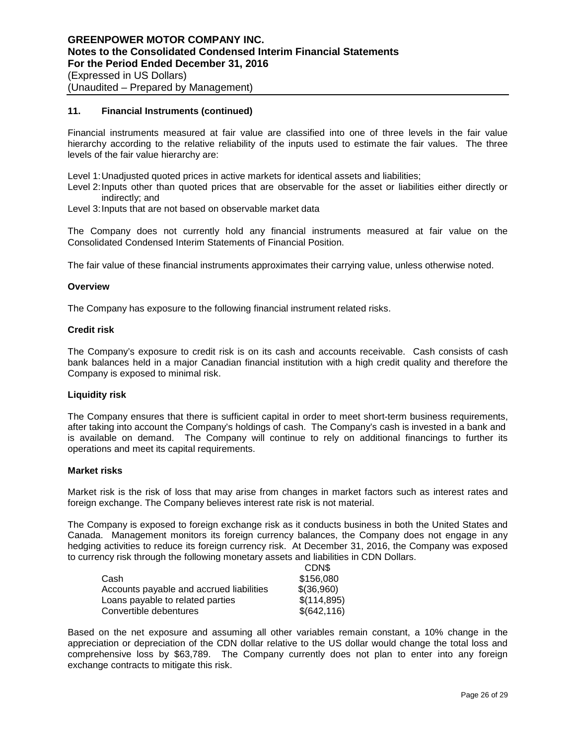### 11. Financial Instruments (continued)

Financial instruments measured at fair value are classified into one of three levels in the fair value hierarchy according to the relative reliability of the inputs used to estimate the fair values. The three levels of the fair value hierarchy are:

- Level 1: Unadjusted quoted prices in active markets for identical assets and liabilities;
- Level 2: Inputs other than quoted prices that are observable for the asset or liabilities either directly or indirectly; and
- Level 3: Inputs that are not based on observable market data

The Company does not currently hold any financial instruments measured at fair value on the Consolidated Condensed Interim Statements of Financial Position.

The fair value of these financial instruments approximates their carrying value, unless otherwise noted.

**Overview**

The Company has exposure to the following financial instrument related risks.

**Credit risk**

The Company's exposure to credit risk is on its cash and accounts receivable. Cash consists of cash bank balances held in a major Canadian financial institution with a high credit quality and therefore the Company is exposed to minimal risk.

**Liquidity risk**

The Company ensures that there is sufficient capital in order to meet short-term business requirements, after taking into account the Company's holdings of cash. The Company's cash is invested in a bank and is available on demand. The Company will continue to rely on additional financings to further its operations and meet its capital requirements.

**Market risks**

Market risk is the risk of loss that may arise from changes in market factors such as interest rates and foreign exchange. The Company believes interest rate risk is not material.

The Company is exposed to foreign exchange risk as it conducts business in both the United States and Canada. Management monitors its foreign currency balances, the Company does not engage in any hedging activities to reduce its foreign currency risk. At December 31, 2016, the Company was exposed to currency risk through the following monetary assets and liabilities in CDN Dollars.

| | CDN$ |
|---|---|
| Cash | $156,080 |
| Accounts payable and accrued liabilities | $(36,960) |
| Loans payable to related parties | $(114,895) |
| Convertible debentures | $(642,116) |

Based on the net exposure and assuming all other variables remain constant, a 10% change in the appreciation or depreciation of the CDN dollar relative to the US dollar would change the total loss and comprehensive loss by $63,789. The Company currently does not plan to enter into any foreign exchange contracts to mitigate this risk.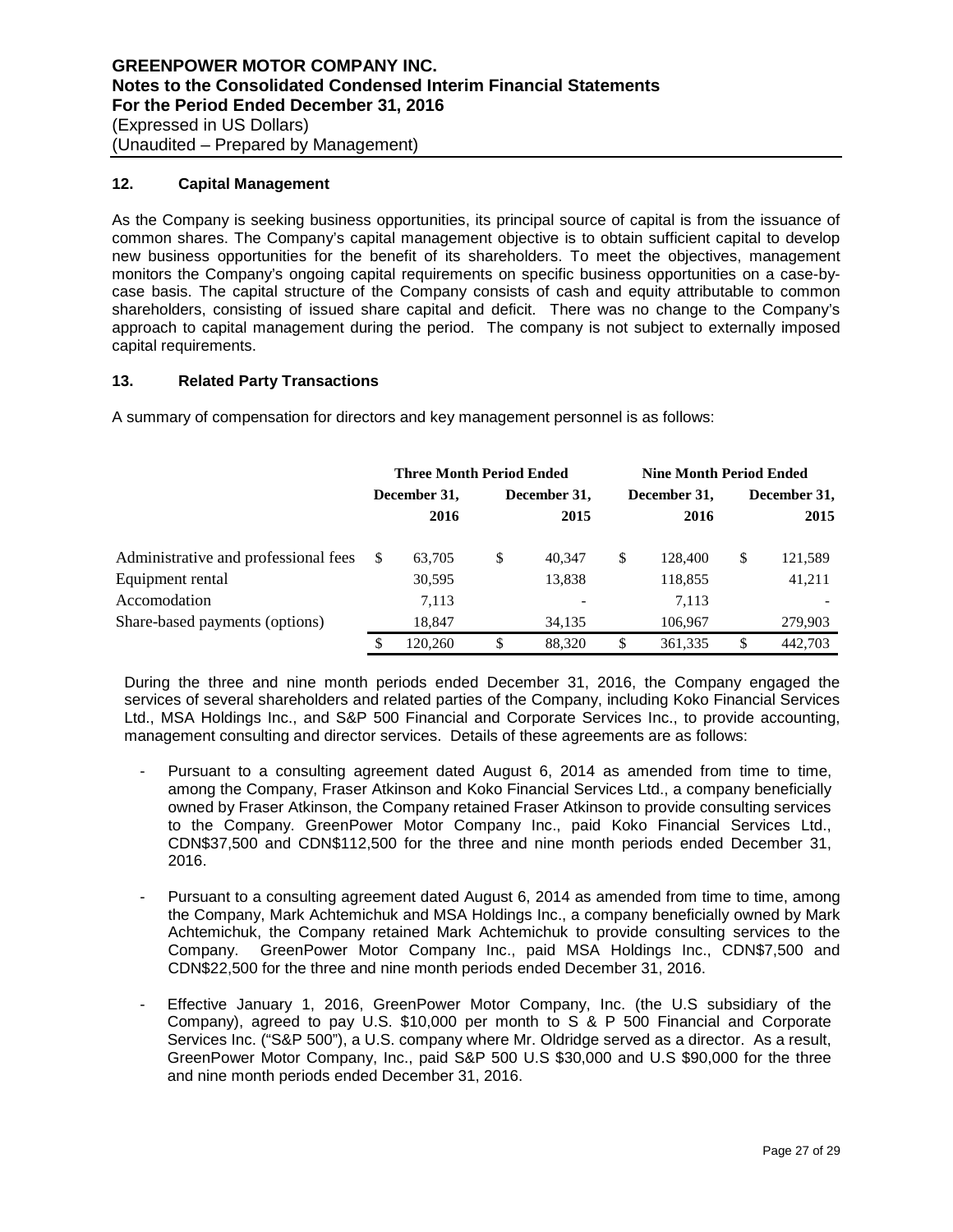## 12. Capital Management

As the Company is seeking business opportunities, its principal source of capital is from the issuance of common shares. The Company's capital management objective is to obtain sufficient capital to develop new business opportunities for the benefit of its shareholders. To meet the objectives, management monitors the Company's ongoing capital requirements on specific business opportunities on a case-by-case basis. The capital structure of the Company consists of cash and equity attributable to common shareholders, consisting of issued share capital and deficit. There was no change to the Company's approach to capital management during the period. The company is not subject to externally imposed capital requirements.

## 13. Related Party Transactions

A summary of compensation for directors and key management personnel is as follows:

| | Three Month Period Ended | | Nine Month Period Ended | |
|---|---|---|---|---|
| | December 31, 2016 | December 31, 2015 | December 31, 2016 | December 31, 2015 |
| Administrative and professional fees | $ 63,705 | $ 40,347 | $ 128,400 | $ 121,589 |
| Equipment rental | 30,595 | 13,838 | 118,855 | 41,211 |
| Accomodation | 7,113 | - | 7,113 | - |
| Share-based payments (options) | 18,847 | 34,135 | 106,967 | 279,903 |
| | $ 120,260 | $ 88,320 | $ 361,335 | $ 442,703 |

During the three and nine month periods ended December 31, 2016, the Company engaged the services of several shareholders and related parties of the Company, including Koko Financial Services Ltd., MSA Holdings Inc., and S&P 500 Financial and Corporate Services Inc., to provide accounting, management consulting and director services. Details of these agreements are as follows:

- Pursuant to a consulting agreement dated August 6, 2014 as amended from time to time, among the Company, Fraser Atkinson and Koko Financial Services Ltd., a company beneficially owned by Fraser Atkinson, the Company retained Fraser Atkinson to provide consulting services to the Company. GreenPower Motor Company Inc., paid Koko Financial Services Ltd., CDN$37,500 and CDN$112,500 for the three and nine month periods ended December 31, 2016.

- Pursuant to a consulting agreement dated August 6, 2014 as amended from time to time, among the Company, Mark Achtemichuk and MSA Holdings Inc., a company beneficially owned by Mark Achtemichuk, the Company retained Mark Achtemichuk to provide consulting services to the Company. GreenPower Motor Company Inc., paid MSA Holdings Inc., CDN$7,500 and CDN$22,500 for the three and nine month periods ended December 31, 2016.

- Effective January 1, 2016, GreenPower Motor Company, Inc. (the U.S subsidiary of the Company), agreed to pay U.S. $10,000 per month to S & P 500 Financial and Corporate Services Inc. ("S&P 500"), a U.S. company where Mr. Oldridge served as a director. As a result, GreenPower Motor Company, Inc., paid S&P 500 U.S $30,000 and U.S $90,000 for the three and nine month periods ended December 31, 2016.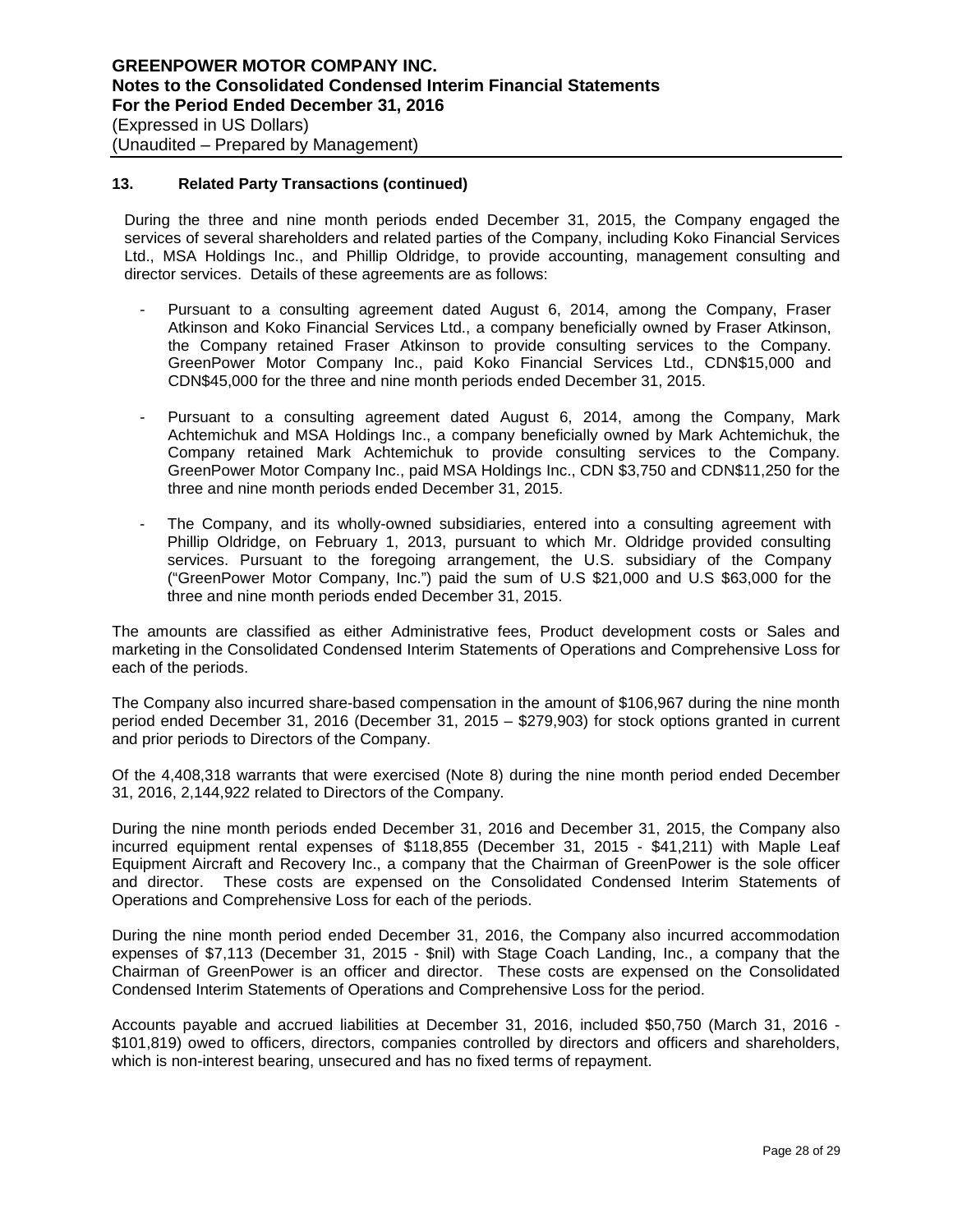## 13. Related Party Transactions (continued)

During the three and nine month periods ended December 31, 2015, the Company engaged the services of several shareholders and related parties of the Company, including Koko Financial Services Ltd., MSA Holdings Inc., and Phillip Oldridge, to provide accounting, management consulting and director services. Details of these agreements are as follows:

- Pursuant to a consulting agreement dated August 6, 2014, among the Company, Fraser Atkinson and Koko Financial Services Ltd., a company beneficially owned by Fraser Atkinson, the Company retained Fraser Atkinson to provide consulting services to the Company. GreenPower Motor Company Inc., paid Koko Financial Services Ltd., CDN$15,000 and CDN$45,000 for the three and nine month periods ended December 31, 2015.
- Pursuant to a consulting agreement dated August 6, 2014, among the Company, Mark Achtemichuk and MSA Holdings Inc., a company beneficially owned by Mark Achtemichuk, the Company retained Mark Achtemichuk to provide consulting services to the Company. GreenPower Motor Company Inc., paid MSA Holdings Inc., CDN $3,750 and CDN$11,250 for the three and nine month periods ended December 31, 2015.
- The Company, and its wholly-owned subsidiaries, entered into a consulting agreement with Phillip Oldridge, on February 1, 2013, pursuant to which Mr. Oldridge provided consulting services. Pursuant to the foregoing arrangement, the U.S. subsidiary of the Company ("GreenPower Motor Company, Inc.") paid the sum of U.S $21,000 and U.S $63,000 for the three and nine month periods ended December 31, 2015.

The amounts are classified as either Administrative fees, Product development costs or Sales and marketing in the Consolidated Condensed Interim Statements of Operations and Comprehensive Loss for each of the periods.

The Company also incurred share-based compensation in the amount of $106,967 during the nine month period ended December 31, 2016 (December 31, 2015 – $279,903) for stock options granted in current and prior periods to Directors of the Company.

Of the 4,408,318 warrants that were exercised (Note 8) during the nine month period ended December 31, 2016, 2,144,922 related to Directors of the Company.

During the nine month periods ended December 31, 2016 and December 31, 2015, the Company also incurred equipment rental expenses of $118,855 (December 31, 2015 - $41,211) with Maple Leaf Equipment Aircraft and Recovery Inc., a company that the Chairman of GreenPower is the sole officer and director. These costs are expensed on the Consolidated Condensed Interim Statements of Operations and Comprehensive Loss for each of the periods.

During the nine month period ended December 31, 2016, the Company also incurred accommodation expenses of $7,113 (December 31, 2015 - $nil) with Stage Coach Landing, Inc., a company that the Chairman of GreenPower is an officer and director. These costs are expensed on the Consolidated Condensed Interim Statements of Operations and Comprehensive Loss for the period.

Accounts payable and accrued liabilities at December 31, 2016, included $50,750 (March 31, 2016 - $101,819) owed to officers, directors, companies controlled by directors and officers and shareholders, which is non-interest bearing, unsecured and has no fixed terms of repayment.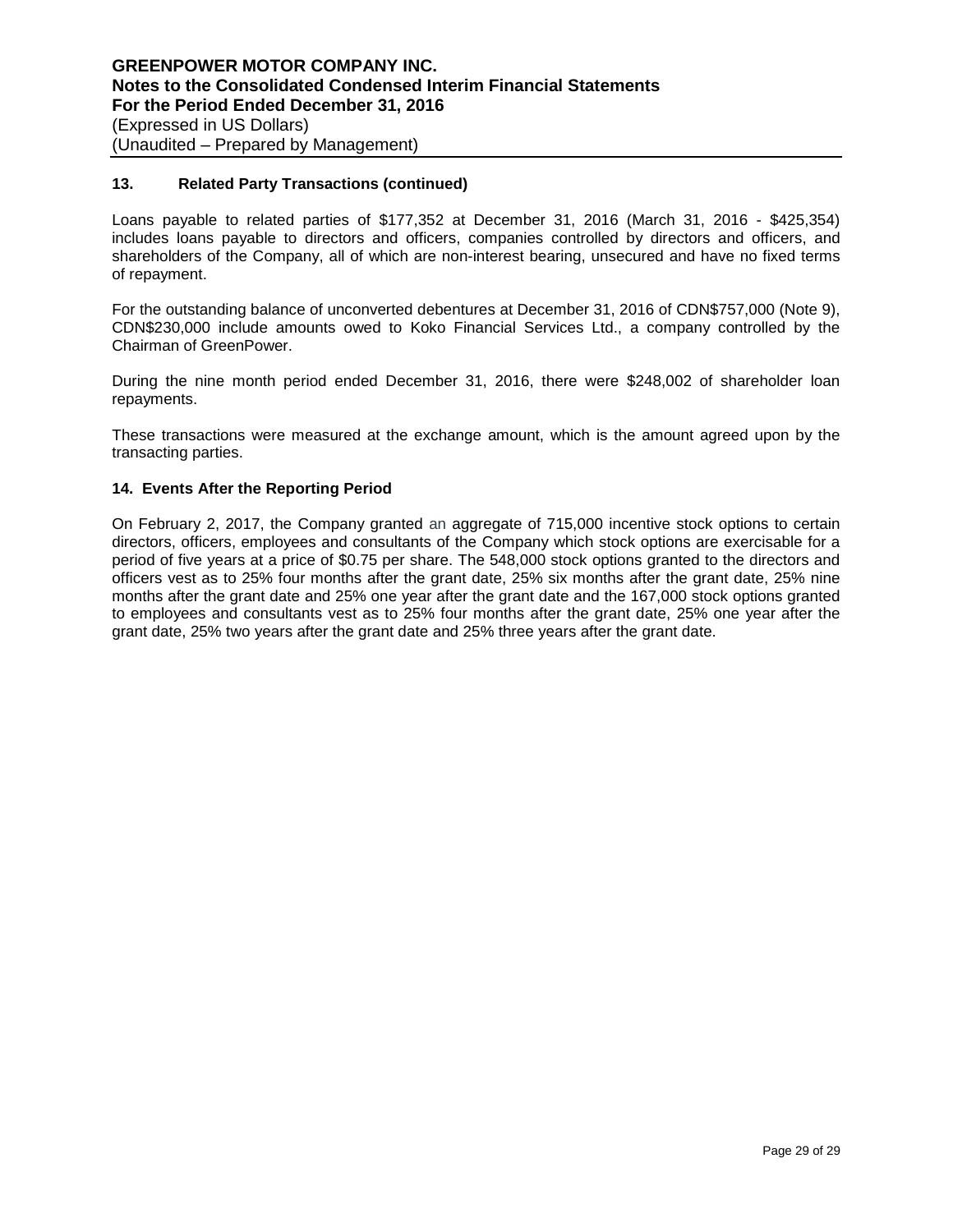## 13. Related Party Transactions (continued)

Loans payable to related parties of $177,352 at December 31, 2016 (March 31, 2016 - $425,354) includes loans payable to directors and officers, companies controlled by directors and officers, and shareholders of the Company, all of which are non-interest bearing, unsecured and have no fixed terms of repayment.

For the outstanding balance of unconverted debentures at December 31, 2016 of CDN$757,000 (Note 9), CDN$230,000 include amounts owed to Koko Financial Services Ltd., a company controlled by the Chairman of GreenPower.

During the nine month period ended December 31, 2016, there were $248,002 of shareholder loan repayments.

These transactions were measured at the exchange amount, which is the amount agreed upon by the transacting parties.

## 14. Events After the Reporting Period

On February 2, 2017, the Company granted an aggregate of 715,000 incentive stock options to certain directors, officers, employees and consultants of the Company which stock options are exercisable for a period of five years at a price of $0.75 per share. The 548,000 stock options granted to the directors and officers vest as to 25% four months after the grant date, 25% six months after the grant date, 25% nine months after the grant date and 25% one year after the grant date and the 167,000 stock options granted to employees and consultants vest as to 25% four months after the grant date, 25% one year after the grant date, 25% two years after the grant date and 25% three years after the grant date.